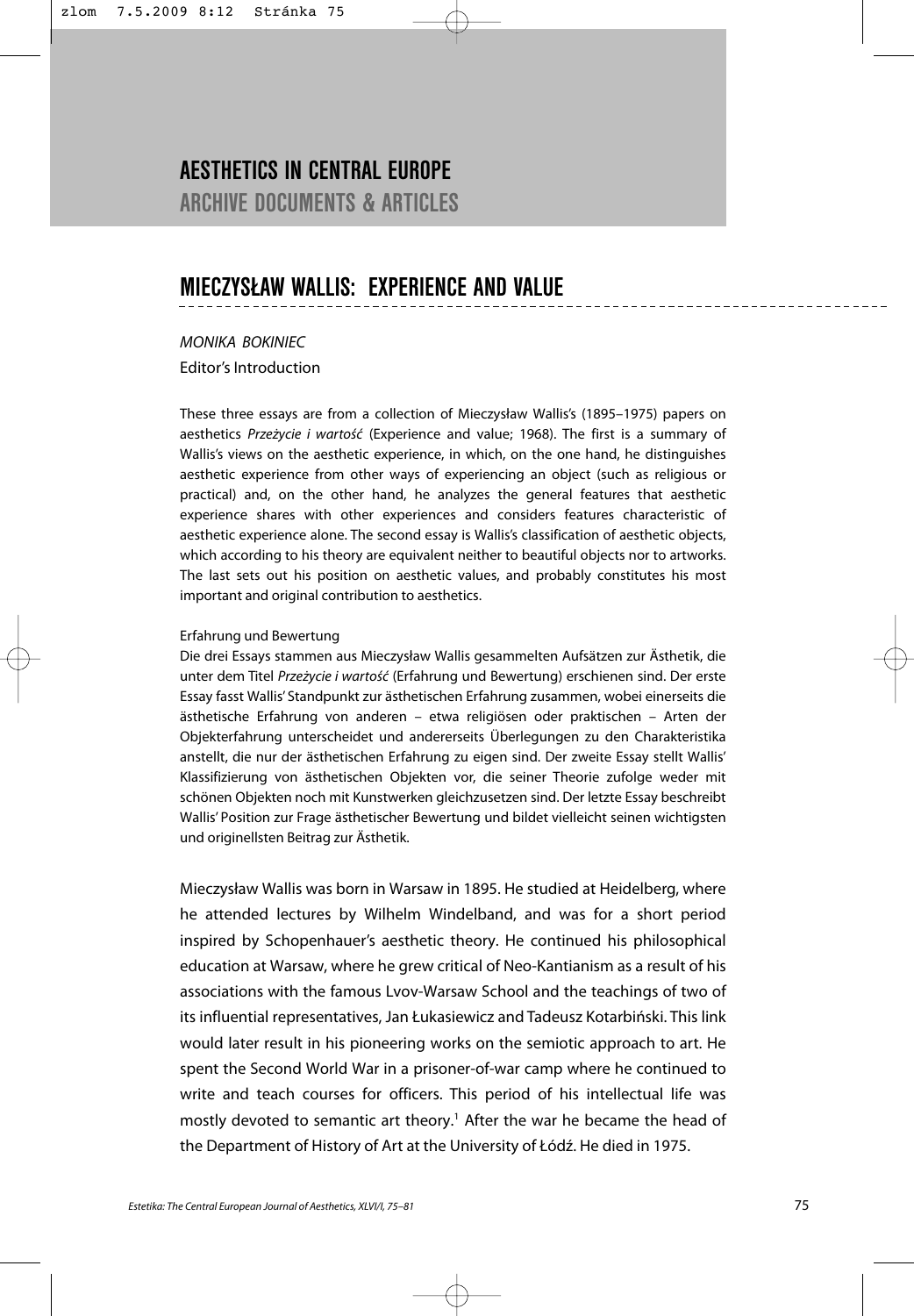# AESTHETICS IN CENTRAL EUROPE

## ARCHIVE DOCUMENTS & ARTICLES

# MIECZYSŁAW WALLIS: EXPERIENCE AND VALUE

*MONIKA BOKINIEC*

Editor's Introduction

These three essays are from a collection of Mieczysław Wallis's (1895–1975) papers on aesthetics *Przeżycie i wartość* (Experience and value; 1968). The first is a summary of Wallis's views on the aesthetic experience, in which, on the one hand, he distinguishes aesthetic experience from other ways of experiencing an object (such as religious or practical) and, on the other hand, he analyzes the general features that aesthetic experience shares with other experiences and considers features characteristic of aesthetic experience alone. The second essay is Wallis's classification of aesthetic objects, which according to his theory are equivalent neither to beautiful objects nor to artworks. The last sets out his position on aesthetic values, and probably constitutes his most important and original contribution to aesthetics.

Erfahrung und Bewertung

Die drei Essays stammen aus Mieczysław Wallis gesammelten Aufsätzen zur Ästhetik, die unter dem Titel *Przeżycie i wartość* (Erfahrung und Bewertung) erschienen sind. Der erste Essay fasst Wallis' Standpunkt zur ästhetischen Erfahrung zusammen, wobei einerseits die ästhetische Erfahrung von anderen – etwa religiösen oder praktischen – Arten der Objekterfahrung unterscheidet und andererseits Überlegungen zu den Charakteristika anstellt, die nur der ästhetischen Erfahrung zu eigen sind. Der zweite Essay stellt Wallis' Klassifizierung von ästhetischen Objekten vor, die seiner Theorie zufolge weder mit schönen Objekten noch mit Kunstwerken gleichzusetzen sind. Der letzte Essay beschreibt Wallis' Position zur Frage ästhetischer Bewertung und bildet vielleicht seinen wichtigsten und originellsten Beitrag zur Ästhetik.

Mieczysław Wallis was born in Warsaw in 1895. He studied at Heidelberg, where he attended lectures by Wilhelm Windelband, and was for a short period inspired by Schopenhauer's aesthetic theory. He continued his philosophical education at Warsaw, where he grew critical of Neo-Kantianism as a result of his associations with the famous Lvov-Warsaw School and the teachings of two of its influential representatives, Jan Łukasiewicz and Tadeusz Kotarbiński. This link would later result in his pioneering works on the semiotic approach to art. He spent the Second World War in a prisoner-of-war camp where he continued to write and teach courses for officers. This period of his intellectual life was mostly devoted to semantic art theory.[1] After the war he became the head of the Department of History of Art at the University of Łódź. He died in 1975.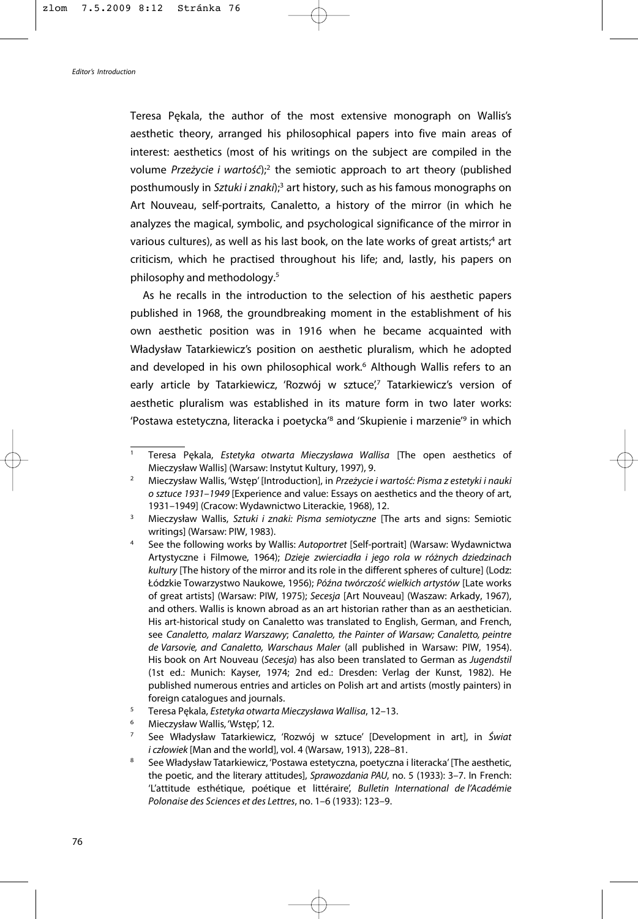Teresa Pękala, the author of the most extensive monograph on Wallis's aesthetic theory, arranged his philosophical papers into five main areas of interest: aesthetics (most of his writings on the subject are compiled in the volume *Przeżycie i wartość*);[2] the semiotic approach to art theory (published posthumously in *Sztuki i znaki*);[3] art history, such as his famous monographs on Art Nouveau, self-portraits, Canaletto, a history of the mirror (in which he analyzes the magical, symbolic, and psychological significance of the mirror in various cultures), as well as his last book, on the late works of great artists;[4] art criticism, which he practised throughout his life; and, lastly, his papers on philosophy and methodology.[5]

As he recalls in the introduction to the selection of his aesthetic papers published in 1968, the groundbreaking moment in the establishment of his own aesthetic position was in 1916 when he became acquainted with Władysław Tatarkiewicz's position on aesthetic pluralism, which he adopted and developed in his own philosophical work.[6] Although Wallis refers to an early article by Tatarkiewicz, 'Rozwój w sztuce',[7] Tatarkiewicz's version of aesthetic pluralism was established in its mature form in two later works: 'Postawa estetyczna, literacka i poetycka'[8] and 'Skupienie i marzenie'[9] in which

---

1. Teresa Pękala, *Estetyka otwarta Mieczysława Wallisa* [The open aesthetics of Mieczysław Wallis] (Warsaw: Instytut Kultury, 1997), 9.
2. Mieczysław Wallis, 'Wstęp' [Introduction], in *Przeżycie i wartość: Pisma z estetyki i nauki o sztuce 1931–1949* [Experience and value: Essays on aesthetics and the theory of art, 1931–1949] (Cracow: Wydawnictwo Literackie, 1968), 12.
3. Mieczysław Wallis, *Sztuki i znaki: Pisma semiotyczne* [The arts and signs: Semiotic writings] (Warsaw: PIW, 1983).
4. See the following works by Wallis: *Autoportret* [Self-portrait] (Warsaw: Wydawnictwa Artystyczne i Filmowe, 1964); *Dzieje zwierciadła i jego rola w różnych dziedzinach kultury* [The history of the mirror and its role in the different spheres of culture] (Lodz: Łódzkie Towarzystwo Naukowe, 1956); *Późna twórczość wielkich artystów* [Late works of great artists] (Warsaw: PIW, 1975); *Secesja* [Art Nouveau] (Waszaw: Arkady, 1967), and others. Wallis is known abroad as an art historian rather than as an aesthetician. His art-historical study on Canaletto was translated to English, German, and French, see *Canaletto, malarz Warszawy*; *Canaletto, the Painter of Warsaw; Canaletto, peintre de Varsovie, and Canaletto, Warschaus Maler* (all published in Warsaw: PIW, 1954). His book on Art Nouveau (*Secesja*) has also been translated to German as *Jugendstil* (1st ed.: Munich: Kayser, 1974; 2nd ed.: Dresden: Verlag der Kunst, 1982). He published numerous entries and articles on Polish art and artists (mostly painters) in foreign catalogues and journals.
5. Teresa Pękala, *Estetyka otwarta Mieczysława Wallisa*, 12–13.
6. Mieczysław Wallis, 'Wstęp', 12.
7. See Władysław Tatarkiewicz, 'Rozwój w sztuce' [Development in art], in *Świat i człowiek* [Man and the world], vol. 4 (Warsaw, 1913), 228–81.
8. See Władysław Tatarkiewicz, 'Postawa estetyczna, poetycza i literacka' [The aesthetic, the poetic, and the literary attitudes], *Sprawozdania PAU*, no. 5 (1933): 3–7. In French: 'L'attitude esthétique, poétique et littéraire', *Bulletin International de l'Académie Polonaise des Sciences et des Lettres*, no. 1–6 (1933): 123–9.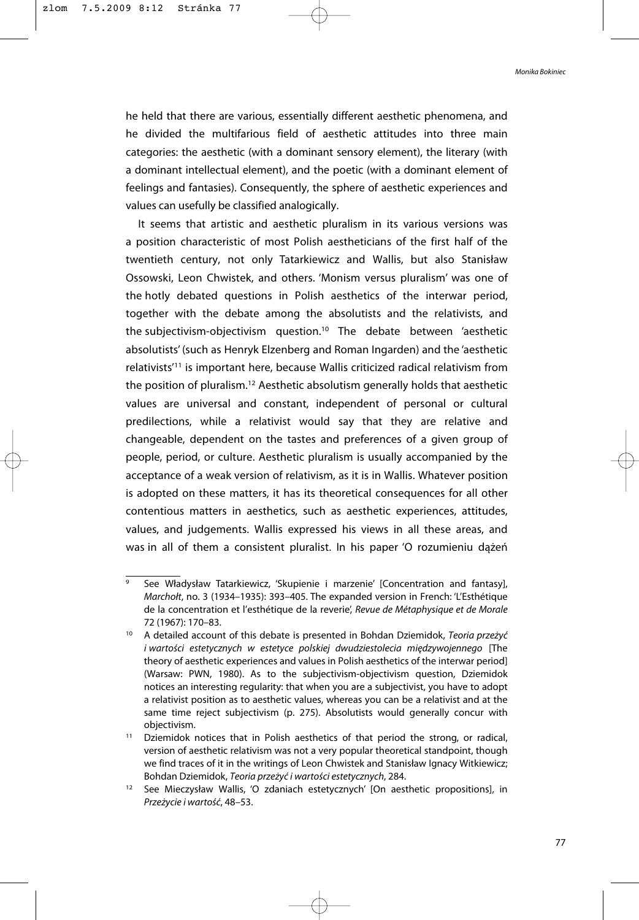he held that there are various, essentially different aesthetic phenomena, and he divided the multifarious field of aesthetic attitudes into three main categories: the aesthetic (with a dominant sensory element), the literary (with a dominant intellectual element), and the poetic (with a dominant element of feelings and fantasies). Consequently, the sphere of aesthetic experiences and values can usefully be classified analogically.

It seems that artistic and aesthetic pluralism in its various versions was a position characteristic of most Polish aestheticians of the first half of the twentieth century, not only Tatarkiewicz and Wallis, but also Stanisław Ossowski, Leon Chwistek, and others. 'Monism versus pluralism' was one of the hotly debated questions in Polish aesthetics of the interwar period, together with the debate among the absolutists and the relativists, and the subjectivism-objectivism question.[10] The debate between 'aesthetic absolutists' (such as Henryk Elzenberg and Roman Ingarden) and the 'aesthetic relativists'[11] is important here, because Wallis criticized radical relativism from the position of pluralism.[12] Aesthetic absolutism generally holds that aesthetic values are universal and constant, independent of personal or cultural predilections, while a relativist would say that they are relative and changeable, dependent on the tastes and preferences of a given group of people, period, or culture. Aesthetic pluralism is usually accompanied by the acceptance of a weak version of relativism, as it is in Wallis. Whatever position is adopted on these matters, it has its theoretical consequences for all other contentious matters in aesthetics, such as aesthetic experiences, attitudes, values, and judgements. Wallis expressed his views in all these areas, and was in all of them a consistent pluralist. In his paper 'O rozumieniu dążeń

---

[9] See Władysław Tatarkiewicz, 'Skupienie i marzenie' [Concentration and fantasy], *Marchołt*, no. 3 (1934–1935): 393–405. The expanded version in French: 'L'Esthétique de la concentration et l'esthétique de la reverie', *Revue de Métaphysique et de Morale* 72 (1967): 170–83.

[10] A detailed account of this debate is presented in Bohdan Dziemidok, *Teoria przeżyć i wartości estetycznych w estetyce polskiej dwudziestolecia międzywojennego* [The theory of aesthetic experiences and values in Polish aesthetics of the interwar period] (Warsaw: PWN, 1980). As to the subjectivism-objectivism question, Dziemidok notices an interesting regularity: that when you are a subjectivist, you have to adopt a relativist position as to aesthetic values, whereas you can be a relativist and at the same time reject subjectivism (p. 275). Absolutists would generally concur with objectivism.

[11] Dziemidok notices that in Polish aesthetics of that period the strong, or radical, version of aesthetic relativism was not a very popular theoretical standpoint, though we find traces of it in the writings of Leon Chwistek and Stanisław Ignacy Witkiewicz; Bohdan Dziemidok, *Teoria przeżyć i wartości estetycznych*, 284.

[12] See Mieczysław Wallis, 'O zdaniach estetycznych' [On aesthetic propositions], in *Przeżycie i wartość*, 48–53.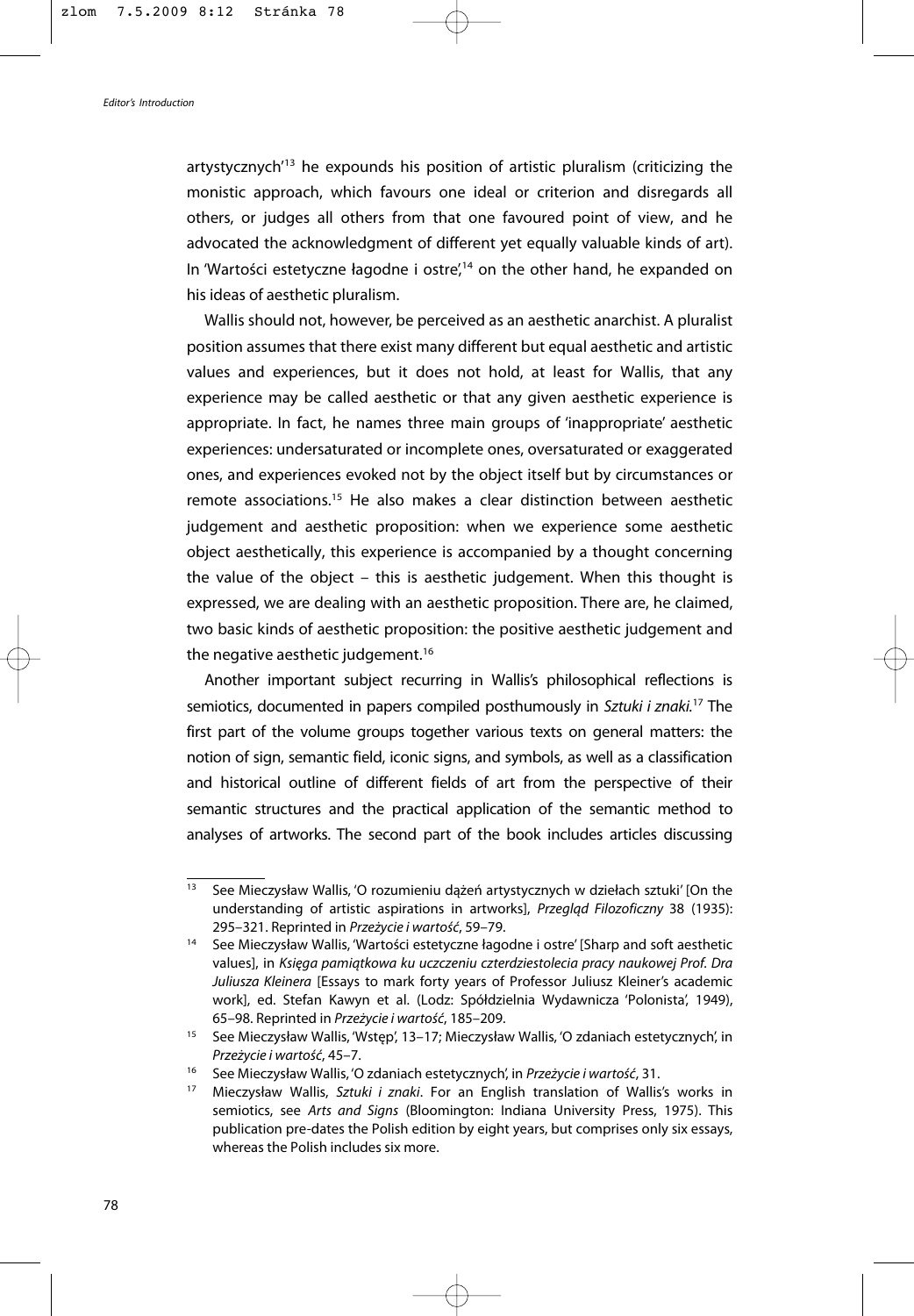artystycznych'[13] he expounds his position of artistic pluralism (criticizing the monistic approach, which favours one ideal or criterion and disregards all others, or judges all others from that one favoured point of view, and he advocated the acknowledgment of different yet equally valuable kinds of art). In 'Wartości estetyczne łagodne i ostre',[14] on the other hand, he expanded on his ideas of aesthetic pluralism.

Wallis should not, however, be perceived as an aesthetic anarchist. A pluralist position assumes that there exist many different but equal aesthetic and artistic values and experiences, but it does not hold, at least for Wallis, that any experience may be called aesthetic or that any given aesthetic experience is appropriate. In fact, he names three main groups of 'inappropriate' aesthetic experiences: undersaturated or incomplete ones, oversaturated or exaggerated ones, and experiences evoked not by the object itself but by circumstances or remote associations.[15] He also makes a clear distinction between aesthetic judgement and aesthetic proposition: when we experience some aesthetic object aesthetically, this experience is accompanied by a thought concerning the value of the object – this is aesthetic judgement. When this thought is expressed, we are dealing with an aesthetic proposition. There are, he claimed, two basic kinds of aesthetic proposition: the positive aesthetic judgement and the negative aesthetic judgement.[16]

Another important subject recurring in Wallis's philosophical reflections is semiotics, documented in papers compiled posthumously in *Sztuki i znaki*.[17] The first part of the volume groups together various texts on general matters: the notion of sign, semantic field, iconic signs, and symbols, as well as a classification and historical outline of different fields of art from the perspective of their semantic structures and the practical application of the semantic method to analyses of artworks. The second part of the book includes articles discussing

---

[13] See Mieczysław Wallis, 'O rozumieniu dążeń artystycznych w dziełach sztuki' [On the understanding of artistic aspirations in artworks], *Przegląd Filozoficzny* 38 (1935): 295–321. Reprinted in *Przeżycie i wartość*, 59–79.

[14] See Mieczysław Wallis, 'Wartości estetyczne łagodne i ostre' [Sharp and soft aesthetic values], in *Księga pamiątkowa ku uczczeniu czterdziestolecia pracy naukowej Prof. Dra Juliusza Kleinera* [Essays to mark forty years of Professor Juliusz Kleiner's academic work], ed. Stefan Kawyn et al. (Lodz: Spółdzielnia Wydawnicza 'Polonista', 1949), 65–98. Reprinted in *Przeżycie i wartość*, 185–209.

[15] See Mieczysław Wallis, 'Wstęp', 13–17; Mieczysław Wallis, 'O zdaniach estetycznych', in *Przeżycie i wartość*, 45–7.

[16] See Mieczysław Wallis, 'O zdaniach estetycznych', in *Przeżycie i wartość*, 31.

[17] Mieczysław Wallis, *Sztuki i znaki*. For an English translation of Wallis's works in semiotics, see *Arts and Signs* (Bloomington: Indiana University Press, 1975). This publication pre-dates the Polish edition by eight years, but comprises only six essays, whereas the Polish includes six more.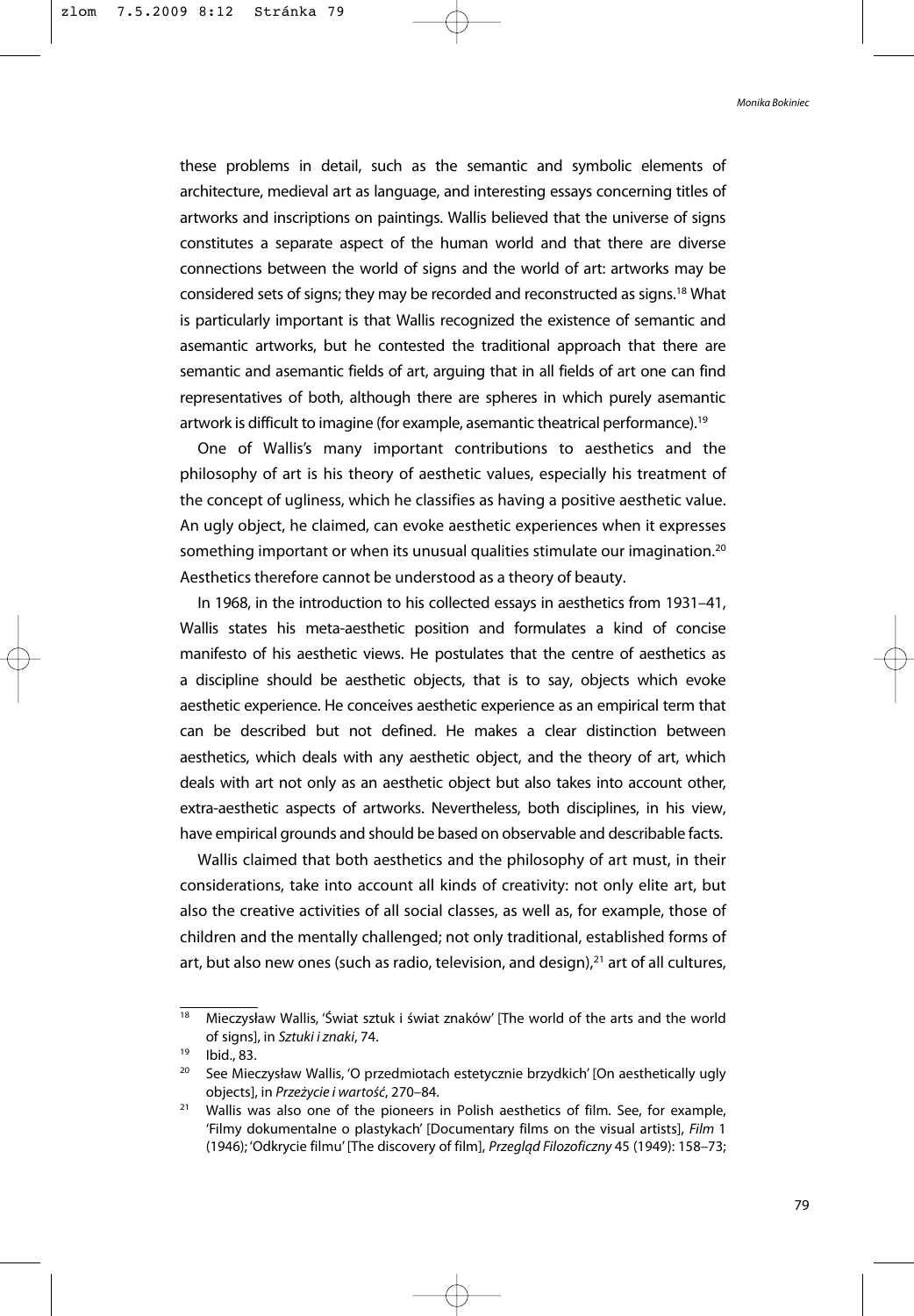these problems in detail, such as the semantic and symbolic elements of architecture, medieval art as language, and interesting essays concerning titles of artworks and inscriptions on paintings. Wallis believed that the universe of signs constitutes a separate aspect of the human world and that there are diverse connections between the world of signs and the world of art: artworks may be considered sets of signs; they may be recorded and reconstructed as signs.[18] What is particularly important is that Wallis recognized the existence of semantic and asemantic artworks, but he contested the traditional approach that there are semantic and asemantic fields of art, arguing that in all fields of art one can find representatives of both, although there are spheres in which purely asemantic artwork is difficult to imagine (for example, asemantic theatrical performance).[19]

One of Wallis's many important contributions to aesthetics and the philosophy of art is his theory of aesthetic values, especially his treatment of the concept of ugliness, which he classifies as having a positive aesthetic value. An ugly object, he claimed, can evoke aesthetic experiences when it expresses something important or when its unusual qualities stimulate our imagination.[20] Aesthetics therefore cannot be understood as a theory of beauty.

In 1968, in the introduction to his collected essays in aesthetics from 1931–41, Wallis states his meta-aesthetic position and formulates a kind of concise manifesto of his aesthetic views. He postulates that the centre of aesthetics as a discipline should be aesthetic objects, that is to say, objects which evoke aesthetic experience. He conceives aesthetic experience as an empirical term that can be described but not defined. He makes a clear distinction between aesthetics, which deals with any aesthetic object, and the theory of art, which deals with art not only as an aesthetic object but also takes into account other, extra-aesthetic aspects of artworks. Nevertheless, both disciplines, in his view, have empirical grounds and should be based on observable and describable facts.

Wallis claimed that both aesthetics and the philosophy of art must, in their considerations, take into account all kinds of creativity: not only elite art, but also the creative activities of all social classes, as well as, for example, those of children and the mentally challenged; not only traditional, established forms of art, but also new ones (such as radio, television, and design),[21] art of all cultures,

---

[18] Mieczysław Wallis, 'Świat sztuk i świat znaków' [The world of the arts and the world of signs], in *Sztuki i znaki*, 74.

[19] Ibid., 83.

[20] See Mieczysław Wallis, 'O przedmiotach estetycznie brzydkich' [On aesthetically ugly objects], in *Przeżycie i wartość*, 270–84.

[21] Wallis was also one of the pioneers in Polish aesthetics of film. See, for example, 'Filmy dokumentalne o plastykach' [Documentary films on the visual artists], *Film* 1 (1946); 'Odkrycie filmu' [The discovery of film], *Przegląd Filozoficzny* 45 (1949): 158–73;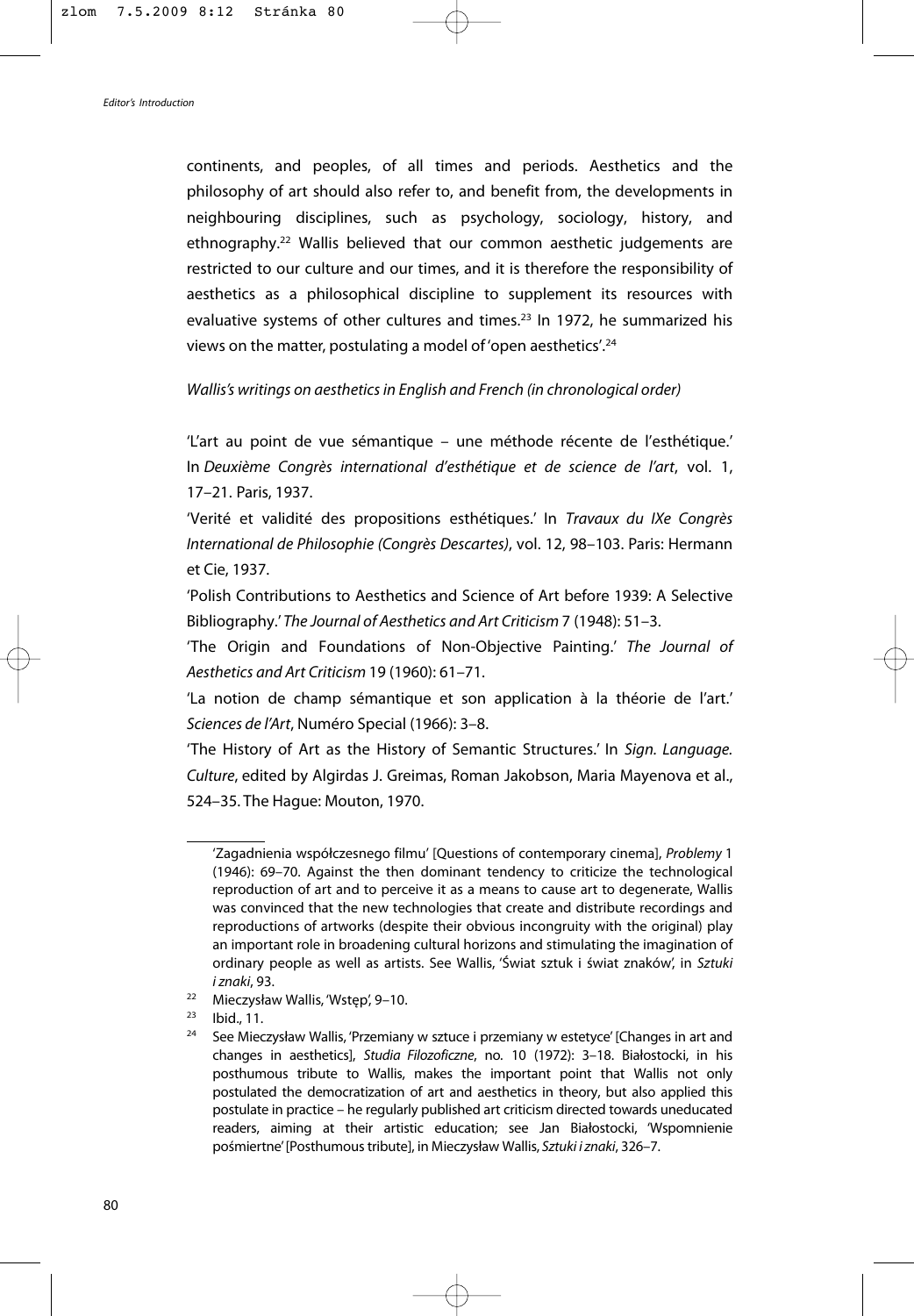continents, and peoples, of all times and periods. Aesthetics and the philosophy of art should also refer to, and benefit from, the developments in neighbouring disciplines, such as psychology, sociology, history, and ethnography.[22] Wallis believed that our common aesthetic judgements are restricted to our culture and our times, and it is therefore the responsibility of aesthetics as a philosophical discipline to supplement its resources with evaluative systems of other cultures and times.[23] In 1972, he summarized his views on the matter, postulating a model of 'open aesthetics'.[24]

*Wallis's writings on aesthetics in English and French (in chronological order)*

'L'art au point de vue sémantique – une méthode récente de l'esthétique.' In *Deuxième Congrès international d'esthétique et de science de l'art*, vol. 1, 17–21. Paris, 1937.

'Verité et validité des propositions esthétiques.' In *Travaux du IXe Congrès International de Philosophie (Congrès Descartes)*, vol. 12, 98–103. Paris: Hermann et Cie, 1937.

'Polish Contributions to Aesthetics and Science of Art before 1939: A Selective Bibliography.' *The Journal of Aesthetics and Art Criticism* 7 (1948): 51–3.

'The Origin and Foundations of Non-Objective Painting.' *The Journal of Aesthetics and Art Criticism* 19 (1960): 61–71.

'La notion de champ sémantique et son application à la théorie de l'art.' *Sciences de l'Art*, Numéro Special (1966): 3–8.

'The History of Art as the History of Semantic Structures.' In *Sign. Language. Culture*, edited by Algirdas J. Greimas, Roman Jakobson, Maria Mayenova et al., 524–35. The Hague: Mouton, 1970.

---

'Zagadnienia współczesnego filmu' [Questions of contemporary cinema], *Problemy* 1 (1946): 69–70. Against the then dominant tendency to criticize the technological reproduction of art and to perceive it as a means to cause art to degenerate, Wallis was convinced that the new technologies that create and distribute recordings and reproductions of artworks (despite their obvious incongruity with the original) play an important role in broadening cultural horizons and stimulating the imagination of ordinary people as well as artists. See Wallis, 'Świat sztuk i świat znaków', in *Sztuki i znaki*, 93.

[22] Mieczysław Wallis, 'Wstęp', 9–10.

[23] Ibid., 11.

[24] See Mieczysław Wallis, 'Przemiany w sztuce i przemiany w estetyce' [Changes in art and changes in aesthetics], *Studia Filozoficzne*, no. 10 (1972): 3–18. Białostocki, in his posthumous tribute to Wallis, makes the important point that Wallis not only postulated the democratization of art and aesthetics in theory, but also applied this postulate in practice – he regularly published art criticism directed towards uneducated readers, aiming at their artistic education; see Jan Białostocki, 'Wspomnienie pośmiertne' [Posthumous tribute], in Mieczysław Wallis, *Sztuki i znaki*, 326–7.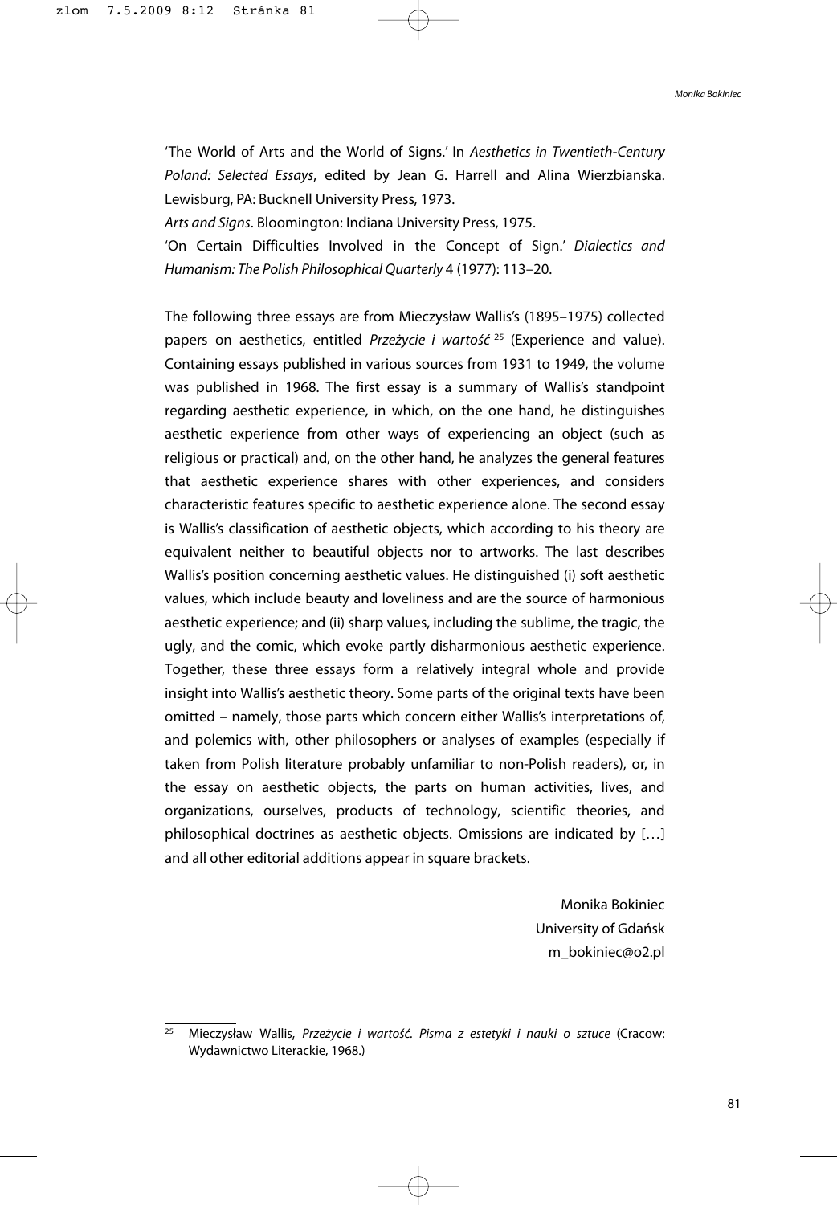'The World of Arts and the World of Signs.' In *Aesthetics in Twentieth-Century Poland: Selected Essays*, edited by Jean G. Harrell and Alina Wierzbianska. Lewisburg, PA: Bucknell University Press, 1973.

*Arts and Signs*. Bloomington: Indiana University Press, 1975.

'On Certain Difficulties Involved in the Concept of Sign.' *Dialectics and Humanism: The Polish Philosophical Quarterly* 4 (1977): 113–20.

The following three essays are from Mieczysław Wallis's (1895–1975) collected papers on aesthetics, entitled *Przeżycie i wartość* [25] (Experience and value). Containing essays published in various sources from 1931 to 1949, the volume was published in 1968. The first essay is a summary of Wallis's standpoint regarding aesthetic experience, in which, on the one hand, he distinguishes aesthetic experience from other ways of experiencing an object (such as religious or practical) and, on the other hand, he analyzes the general features that aesthetic experience shares with other experiences, and considers characteristic features specific to aesthetic experience alone. The second essay is Wallis's classification of aesthetic objects, which according to his theory are equivalent neither to beautiful objects nor to artworks. The last describes Wallis's position concerning aesthetic values. He distinguished (i) soft aesthetic values, which include beauty and loveliness and are the source of harmonious aesthetic experience; and (ii) sharp values, including the sublime, the tragic, the ugly, and the comic, which evoke partly disharmonious aesthetic experience. Together, these three essays form a relatively integral whole and provide insight into Wallis's aesthetic theory. Some parts of the original texts have been omitted – namely, those parts which concern either Wallis's interpretations of, and polemics with, other philosophers or analyses of examples (especially if taken from Polish literature probably unfamiliar to non-Polish readers), or, in the essay on aesthetic objects, the parts on human activities, lives, and organizations, ourselves, products of technology, scientific theories, and philosophical doctrines as aesthetic objects. Omissions are indicated by […] and all other editorial additions appear in square brackets.

Monika Bokiniec  
University of Gdańsk  
m_bokiniec@o2.pl

---

[25] Mieczysław Wallis, *Przeżycie i wartość. Pisma z estetyki i nauki o sztuce* (Cracow: Wydawnictwo Literackie, 1968.)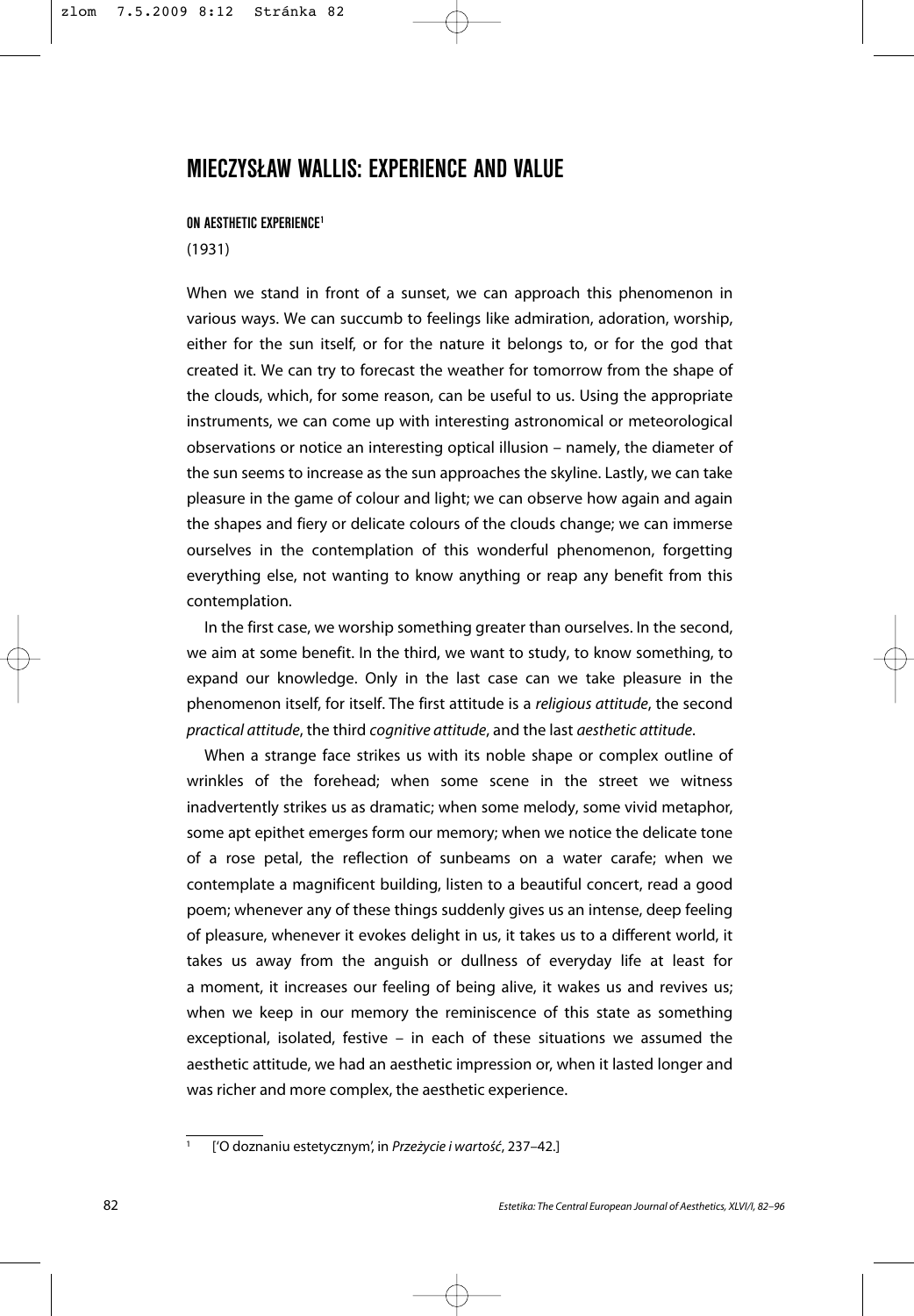# MIECZYSŁAW WALLIS: EXPERIENCE AND VALUE

## ON AESTHETIC EXPERIENCE[1]

(1931)

When we stand in front of a sunset, we can approach this phenomenon in various ways. We can succumb to feelings like admiration, adoration, worship, either for the sun itself, or for the nature it belongs to, or for the god that created it. We can try to forecast the weather for tomorrow from the shape of the clouds, which, for some reason, can be useful to us. Using the appropriate instruments, we can come up with interesting astronomical or meteorological observations or notice an interesting optical illusion – namely, the diameter of the sun seems to increase as the sun approaches the skyline. Lastly, we can take pleasure in the game of colour and light; we can observe how again and again the shapes and fiery or delicate colours of the clouds change; we can immerse ourselves in the contemplation of this wonderful phenomenon, forgetting everything else, not wanting to know anything or reap any benefit from this contemplation.

In the first case, we worship something greater than ourselves. In the second, we aim at some benefit. In the third, we want to study, to know something, to expand our knowledge. Only in the last case can we take pleasure in the phenomenon itself, for itself. The first attitude is a *religious attitude*, the second *practical attitude*, the third *cognitive attitude*, and the last *aesthetic attitude*.

When a strange face strikes us with its noble shape or complex outline of wrinkles of the forehead; when some scene in the street we witness inadvertently strikes us as dramatic; when some melody, some vivid metaphor, some apt epithet emerges form our memory; when we notice the delicate tone of a rose petal, the reflection of sunbeams on a water carafe; when we contemplate a magnificent building, listen to a beautiful concert, read a good poem; whenever any of these things suddenly gives us an intense, deep feeling of pleasure, whenever it evokes delight in us, it takes us to a different world, it takes us away from the anguish or dullness of everyday life at least for a moment, it increases our feeling of being alive, it wakes us and revives us; when we keep in our memory the reminiscence of this state as something exceptional, isolated, festive – in each of these situations we assumed the aesthetic attitude, we had an aesthetic impression or, when it lasted longer and was richer and more complex, the aesthetic experience.

---

[1] ['O doznaniu estetycznym', in *Przeżycie i wartość*, 237–42.]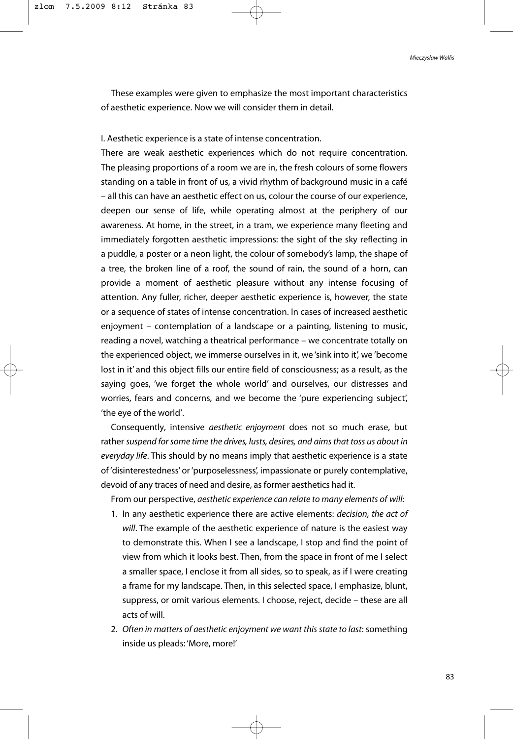These examples were given to emphasize the most important characteristics of aesthetic experience. Now we will consider them in detail.

I. Aesthetic experience is a state of intense concentration.

There are weak aesthetic experiences which do not require concentration. The pleasing proportions of a room we are in, the fresh colours of some flowers standing on a table in front of us, a vivid rhythm of background music in a café – all this can have an aesthetic effect on us, colour the course of our experience, deepen our sense of life, while operating almost at the periphery of our awareness. At home, in the street, in a tram, we experience many fleeting and immediately forgotten aesthetic impressions: the sight of the sky reflecting in a puddle, a poster or a neon light, the colour of somebody's lamp, the shape of a tree, the broken line of a roof, the sound of rain, the sound of a horn, can provide a moment of aesthetic pleasure without any intense focusing of attention. Any fuller, richer, deeper aesthetic experience is, however, the state or a sequence of states of intense concentration. In cases of increased aesthetic enjoyment – contemplation of a landscape or a painting, listening to music, reading a novel, watching a theatrical performance – we concentrate totally on the experienced object, we immerse ourselves in it, we 'sink into it', we 'become lost in it' and this object fills our entire field of consciousness; as a result, as the saying goes, 'we forget the whole world' and ourselves, our distresses and worries, fears and concerns, and we become the 'pure experiencing subject', 'the eye of the world'.

Consequently, intensive *aesthetic enjoyment* does not so much erase, but rather *suspend for some time the drives, lusts, desires, and aims that toss us about in everyday life*. This should by no means imply that aesthetic experience is a state of 'disinterestedness' or 'purposelessness', impassionate or purely contemplative, devoid of any traces of need and desire, as former aesthetics had it.

From our perspective, *aesthetic experience can relate to many elements of will*:

1. In any aesthetic experience there are active elements: *decision, the act of will*. The example of the aesthetic experience of nature is the easiest way to demonstrate this. When I see a landscape, I stop and find the point of view from which it looks best. Then, from the space in front of me I select a smaller space, I enclose it from all sides, so to speak, as if I were creating a frame for my landscape. Then, in this selected space, I emphasize, blunt, suppress, or omit various elements. I choose, reject, decide – these are all acts of will.
2. *Often in matters of aesthetic enjoyment we want this state to last*: something inside us pleads: 'More, more!'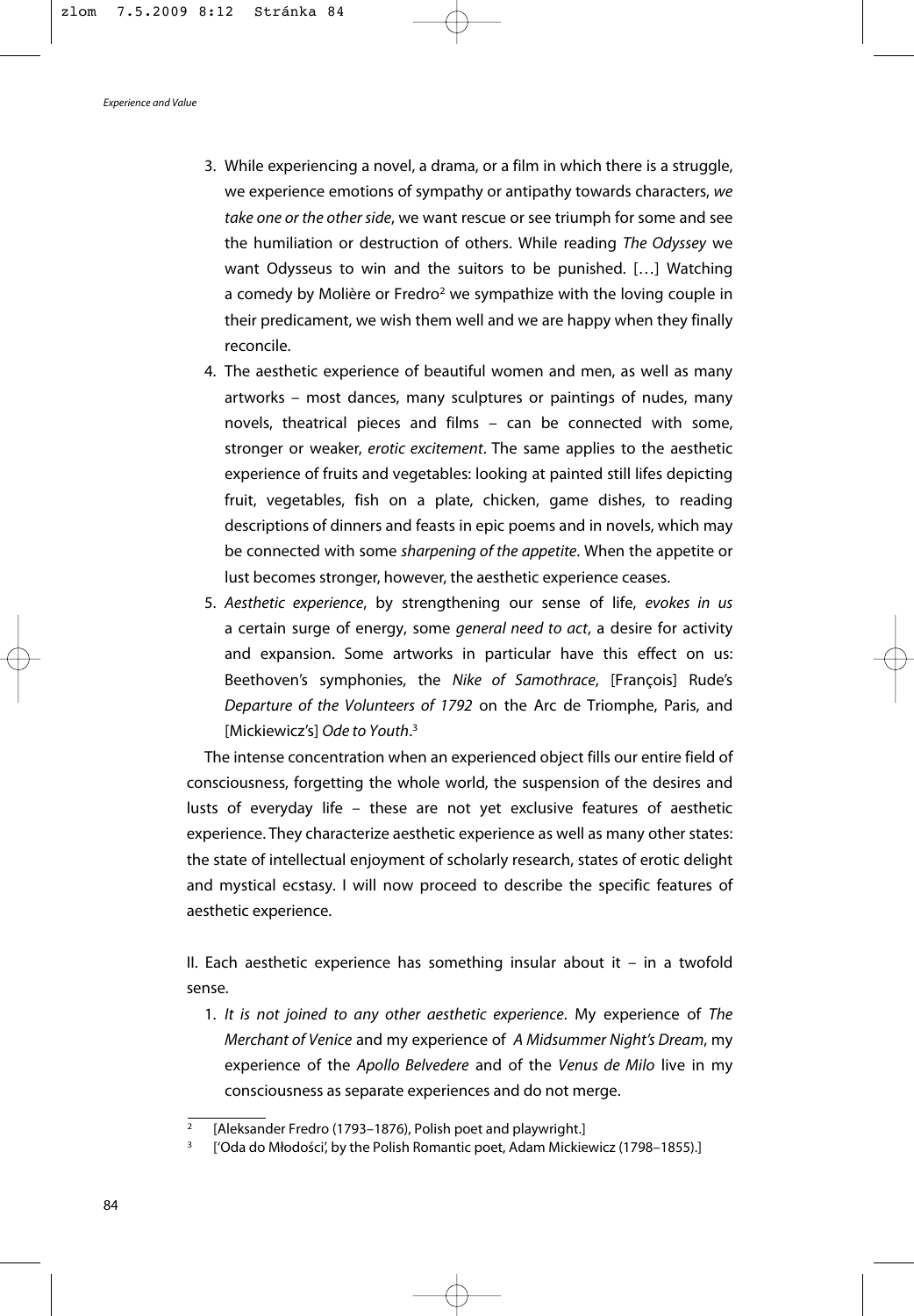3. While experiencing a novel, a drama, or a film in which there is a struggle, we experience emotions of sympathy or antipathy towards characters, *we take one or the other side*, we want rescue or see triumph for some and see the humiliation or destruction of others. While reading *The Odyssey* we want Odysseus to win and the suitors to be punished. [...] Watching a comedy by Molière or Fredro[2] we sympathize with the loving couple in their predicament, we wish them well and we are happy when they finally reconcile.
4. The aesthetic experience of beautiful women and men, as well as many artworks – most dances, many sculptures or paintings of nudes, many novels, theatrical pieces and films – can be connected with some, stronger or weaker, *erotic excitement*. The same applies to the aesthetic experience of fruits and vegetables: looking at painted still lifes depicting fruit, vegetables, fish on a plate, chicken, game dishes, to reading descriptions of dinners and feasts in epic poems and in novels, which may be connected with some *sharpening of the appetite*. When the appetite or lust becomes stronger, however, the aesthetic experience ceases.
5. *Aesthetic experience*, by strengthening our sense of life, *evokes in us* a certain surge of energy, some *general need to act*, a desire for activity and expansion. Some artworks in particular have this effect on us: Beethoven's symphonies, the *Nike of Samothrace*, [François] Rude's *Departure of the Volunteers of 1792* on the Arc de Triomphe, Paris, and [Mickiewicz's] *Ode to Youth*.[3]

The intense concentration when an experienced object fills our entire field of consciousness, forgetting the whole world, the suspension of the desires and lusts of everyday life – these are not yet exclusive features of aesthetic experience. They characterize aesthetic experience as well as many other states: the state of intellectual enjoyment of scholarly research, states of erotic delight and mystical ecstasy. I will now proceed to describe the specific features of aesthetic experience.

II. Each aesthetic experience has something insular about it – in a twofold sense.

1. *It is not joined to any other aesthetic experience*. My experience of *The Merchant of Venice* and my experience of *A Midsummer Night's Dream*, my experience of the *Apollo Belvedere* and of the *Venus de Milo* live in my consciousness as separate experiences and do not merge.

---

[2] [Aleksander Fredro (1793–1876), Polish poet and playwright.]

[3] ['Oda do Młodości', by the Polish Romantic poet, Adam Mickiewicz (1798–1855).]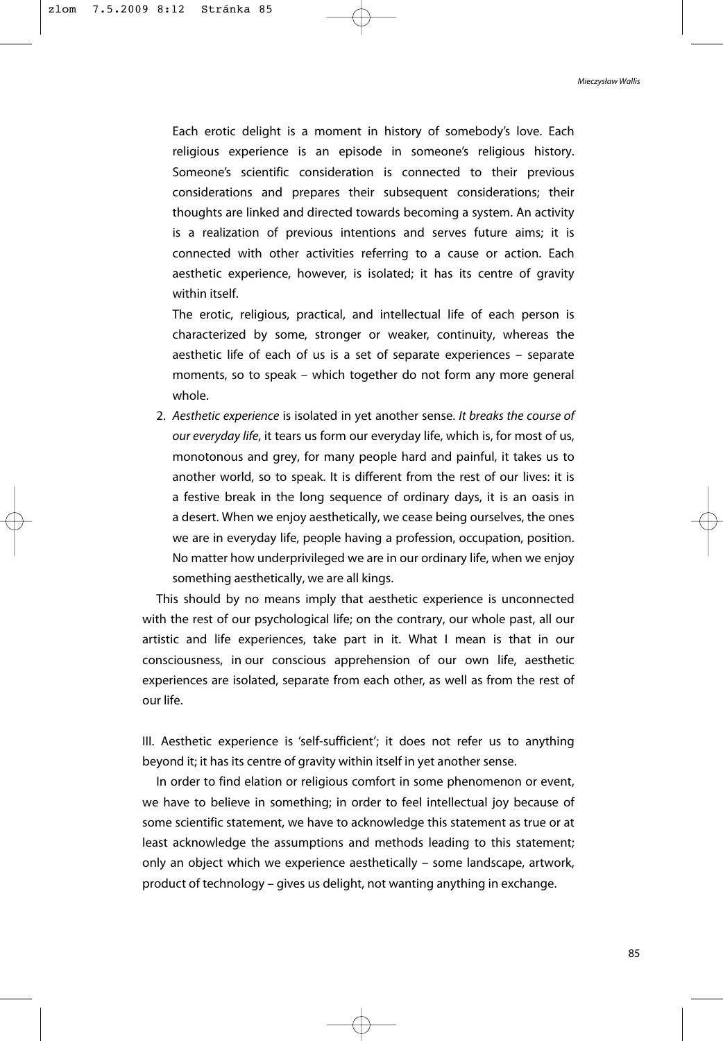Each erotic delight is a moment in history of somebody's love. Each religious experience is an episode in someone's religious history. Someone's scientific consideration is connected to their previous considerations and prepares their subsequent considerations; their thoughts are linked and directed towards becoming a system. An activity is a realization of previous intentions and serves future aims; it is connected with other activities referring to a cause or action. Each aesthetic experience, however, is isolated; it has its centre of gravity within itself.

The erotic, religious, practical, and intellectual life of each person is characterized by some, stronger or weaker, continuity, whereas the aesthetic life of each of us is a set of separate experiences – separate moments, so to speak – which together do not form any more general whole.

2. *Aesthetic experience* is isolated in yet another sense. *It breaks the course of our everyday life*, it tears us form our everyday life, which is, for most of us, monotonous and grey, for many people hard and painful, it takes us to another world, so to speak. It is different from the rest of our lives: it is a festive break in the long sequence of ordinary days, it is an oasis in a desert. When we enjoy aesthetically, we cease being ourselves, the ones we are in everyday life, people having a profession, occupation, position. No matter how underprivileged we are in our ordinary life, when we enjoy something aesthetically, we are all kings.

This should by no means imply that aesthetic experience is unconnected with the rest of our psychological life; on the contrary, our whole past, all our artistic and life experiences, take part in it. What I mean is that in our consciousness, in our conscious apprehension of our own life, aesthetic experiences are isolated, separate from each other, as well as from the rest of our life.

III. Aesthetic experience is 'self-sufficient'; it does not refer us to anything beyond it; it has its centre of gravity within itself in yet another sense.

In order to find elation or religious comfort in some phenomenon or event, we have to believe in something; in order to feel intellectual joy because of some scientific statement, we have to acknowledge this statement as true or at least acknowledge the assumptions and methods leading to this statement; only an object which we experience aesthetically – some landscape, artwork, product of technology – gives us delight, not wanting anything in exchange.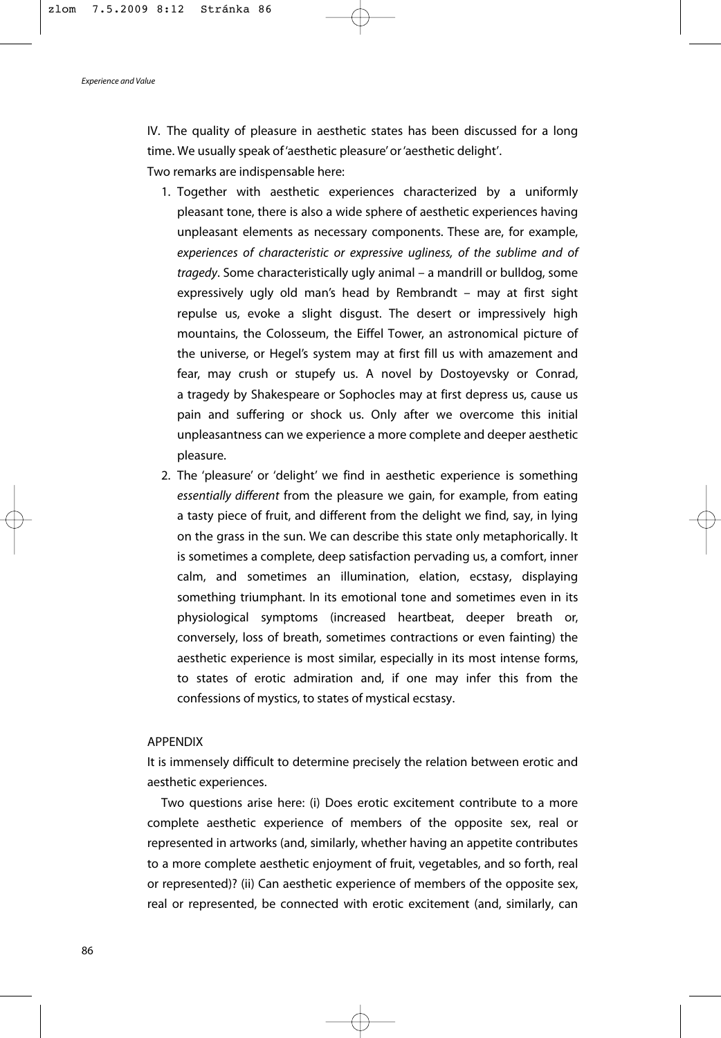IV. The quality of pleasure in aesthetic states has been discussed for a long time. We usually speak of 'aesthetic pleasure' or 'aesthetic delight'.

Two remarks are indispensable here:

1. Together with aesthetic experiences characterized by a uniformly pleasant tone, there is also a wide sphere of aesthetic experiences having unpleasant elements as necessary components. These are, for example, *experiences of characteristic or expressive ugliness, of the sublime and of tragedy*. Some characteristically ugly animal – a mandrill or bulldog, some expressively ugly old man's head by Rembrandt – may at first sight repulse us, evoke a slight disgust. The desert or impressively high mountains, the Colosseum, the Eiffel Tower, an astronomical picture of the universe, or Hegel's system may at first fill us with amazement and fear, may crush or stupefy us. A novel by Dostoyevsky or Conrad, a tragedy by Shakespeare or Sophocles may at first depress us, cause us pain and suffering or shock us. Only after we overcome this initial unpleasantness can we experience a more complete and deeper aesthetic pleasure.
2. The 'pleasure' or 'delight' we find in aesthetic experience is something *essentially different* from the pleasure we gain, for example, from eating a tasty piece of fruit, and different from the delight we find, say, in lying on the grass in the sun. We can describe this state only metaphorically. It is sometimes a complete, deep satisfaction pervading us, a comfort, inner calm, and sometimes an illumination, elation, ecstasy, displaying something triumphant. In its emotional tone and sometimes even in its physiological symptoms (increased heartbeat, deeper breath or, conversely, loss of breath, sometimes contractions or even fainting) the aesthetic experience is most similar, especially in its most intense forms, to states of erotic admiration and, if one may infer this from the confessions of mystics, to states of mystical ecstasy.

APPENDIX

It is immensely difficult to determine precisely the relation between erotic and aesthetic experiences.

Two questions arise here: (i) Does erotic excitement contribute to a more complete aesthetic experience of members of the opposite sex, real or represented in artworks (and, similarly, whether having an appetite contributes to a more complete aesthetic enjoyment of fruit, vegetables, and so forth, real or represented)? (ii) Can aesthetic experience of members of the opposite sex, real or represented, be connected with erotic excitement (and, similarly, can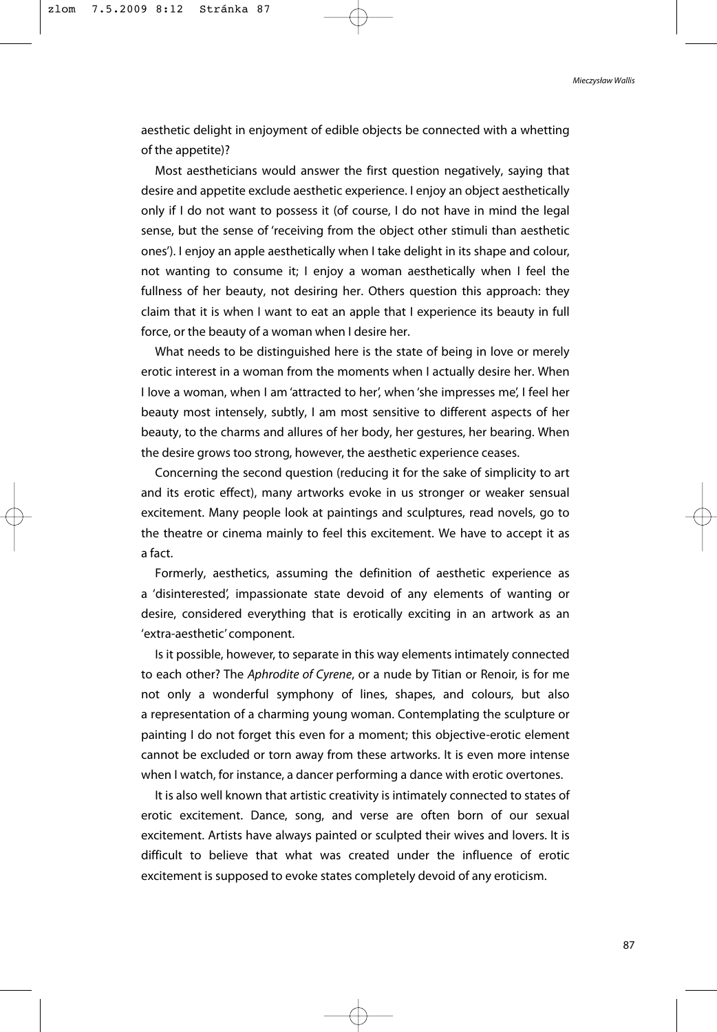aesthetic delight in enjoyment of edible objects be connected with a whetting of the appetite)?

Most aestheticians would answer the first question negatively, saying that desire and appetite exclude aesthetic experience. I enjoy an object aesthetically only if I do not want to possess it (of course, I do not have in mind the legal sense, but the sense of 'receiving from the object other stimuli than aesthetic ones'). I enjoy an apple aesthetically when I take delight in its shape and colour, not wanting to consume it; I enjoy a woman aesthetically when I feel the fullness of her beauty, not desiring her. Others question this approach: they claim that it is when I want to eat an apple that I experience its beauty in full force, or the beauty of a woman when I desire her.

What needs to be distinguished here is the state of being in love or merely erotic interest in a woman from the moments when I actually desire her. When I love a woman, when I am 'attracted to her', when 'she impresses me', I feel her beauty most intensely, subtly, I am most sensitive to different aspects of her beauty, to the charms and allures of her body, her gestures, her bearing. When the desire grows too strong, however, the aesthetic experience ceases.

Concerning the second question (reducing it for the sake of simplicity to art and its erotic effect), many artworks evoke in us stronger or weaker sensual excitement. Many people look at paintings and sculptures, read novels, go to the theatre or cinema mainly to feel this excitement. We have to accept it as a fact.

Formerly, aesthetics, assuming the definition of aesthetic experience as a 'disinterested', impassionate state devoid of any elements of wanting or desire, considered everything that is erotically exciting in an artwork as an 'extra-aesthetic' component.

Is it possible, however, to separate in this way elements intimately connected to each other? The *Aphrodite of Cyrene*, or a nude by Titian or Renoir, is for me not only a wonderful symphony of lines, shapes, and colours, but also a representation of a charming young woman. Contemplating the sculpture or painting I do not forget this even for a moment; this objective-erotic element cannot be excluded or torn away from these artworks. It is even more intense when I watch, for instance, a dancer performing a dance with erotic overtones.

It is also well known that artistic creativity is intimately connected to states of erotic excitement. Dance, song, and verse are often born of our sexual excitement. Artists have always painted or sculpted their wives and lovers. It is difficult to believe that what was created under the influence of erotic excitement is supposed to evoke states completely devoid of any eroticism.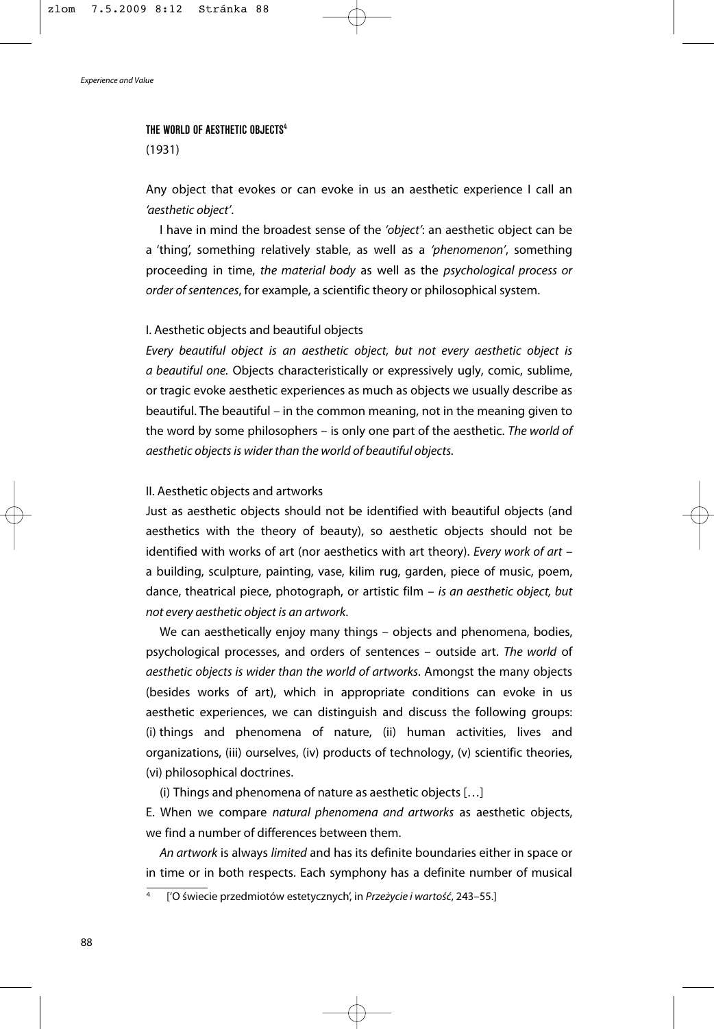## THE WORLD OF AESTHETIC OBJECTS[4]

(1931)

Any object that evokes or can evoke in us an aesthetic experience I call an *'aesthetic object'*.

I have in mind the broadest sense of the *'object'*: an aesthetic object can be a 'thing', something relatively stable, as well as a *'phenomenon'*, something proceeding in time, *the material body* as well as the *psychological process or order of sentences*, for example, a scientific theory or philosophical system.

### I. Aesthetic objects and beautiful objects

*Every beautiful object is an aesthetic object, but not every aesthetic object is a beautiful one.* Objects characteristically or expressively ugly, comic, sublime, or tragic evoke aesthetic experiences as much as objects we usually describe as beautiful. The beautiful – in the common meaning, not in the meaning given to the word by some philosophers – is only one part of the aesthetic. *The world of aesthetic objects is wider than the world of beautiful objects.*

### II. Aesthetic objects and artworks

Just as aesthetic objects should not be identified with beautiful objects (and aesthetics with the theory of beauty), so aesthetic objects should not be identified with works of art (nor aesthetics with art theory). *Every work of art* – a building, sculpture, painting, vase, kilim rug, garden, piece of music, poem, dance, theatrical piece, photograph, or artistic film – *is an aesthetic object, but not every aesthetic object is an artwork*.

We can aesthetically enjoy many things – objects and phenomena, bodies, psychological processes, and orders of sentences – outside art. *The world* of *aesthetic objects is wider than the world of artworks*. Amongst the many objects (besides works of art), which in appropriate conditions can evoke in us aesthetic experiences, we can distinguish and discuss the following groups: (i) things and phenomena of nature, (ii) human activities, lives and organizations, (iii) ourselves, (iv) products of technology, (v) scientific theories, (vi) philosophical doctrines.

(i) Things and phenomena of nature as aesthetic objects […]

E. When we compare *natural phenomena and artworks* as aesthetic objects, we find a number of differences between them.

*An artwork* is always *limited* and has its definite boundaries either in space or in time or in both respects. Each symphony has a definite number of musical

[4] ['O świecie przedmiotów estetycznych', in *Przeżycie i wartość*, 243–55.]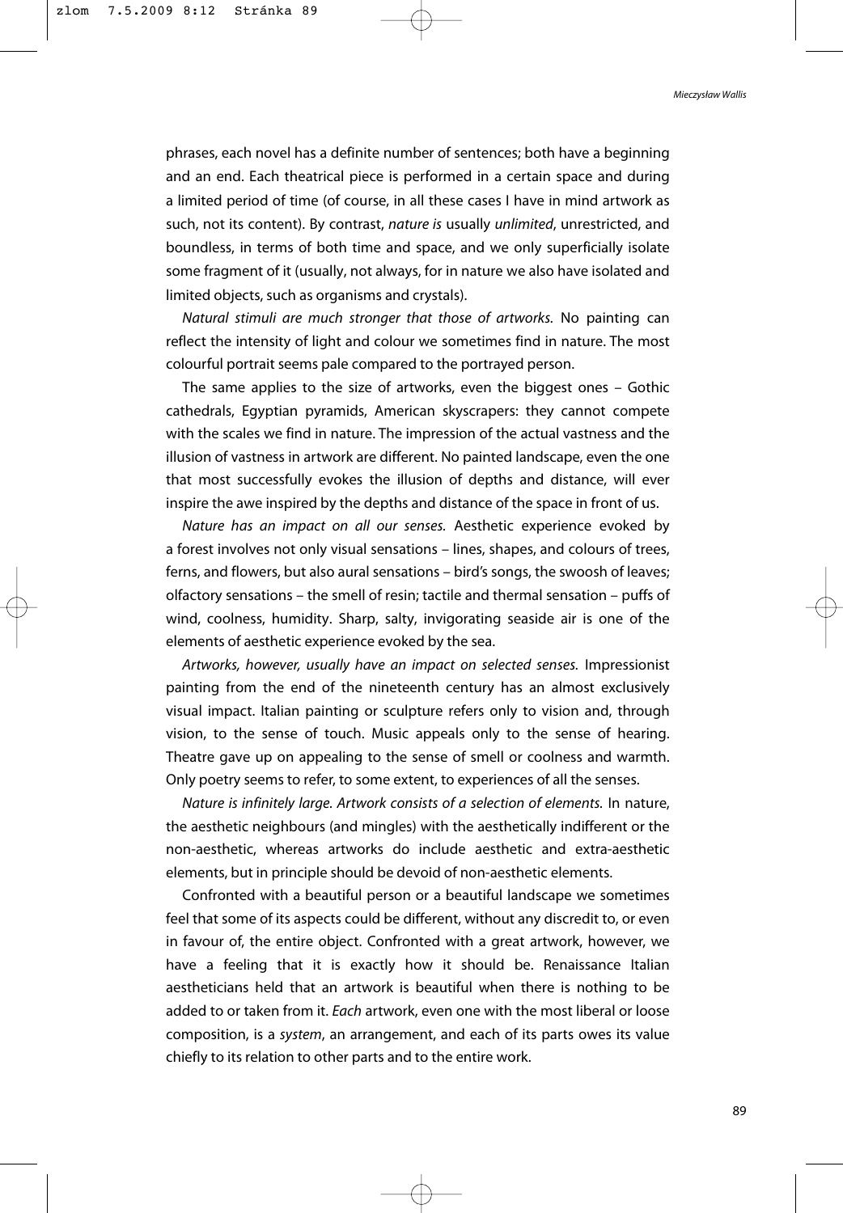phrases, each novel has a definite number of sentences; both have a beginning and an end. Each theatrical piece is performed in a certain space and during a limited period of time (of course, in all these cases I have in mind artwork as such, not its content). By contrast, *nature is* usually *unlimited*, unrestricted, and boundless, in terms of both time and space, and we only superficially isolate some fragment of it (usually, not always, for in nature we also have isolated and limited objects, such as organisms and crystals).

*Natural stimuli are much stronger that those of artworks.* No painting can reflect the intensity of light and colour we sometimes find in nature. The most colourful portrait seems pale compared to the portrayed person.

The same applies to the size of artworks, even the biggest ones – Gothic cathedrals, Egyptian pyramids, American skyscrapers: they cannot compete with the scales we find in nature. The impression of the actual vastness and the illusion of vastness in artwork are different. No painted landscape, even the one that most successfully evokes the illusion of depths and distance, will ever inspire the awe inspired by the depths and distance of the space in front of us.

*Nature has an impact on all our senses.* Aesthetic experience evoked by a forest involves not only visual sensations – lines, shapes, and colours of trees, ferns, and flowers, but also aural sensations – bird's songs, the swoosh of leaves; olfactory sensations – the smell of resin; tactile and thermal sensation – puffs of wind, coolness, humidity. Sharp, salty, invigorating seaside air is one of the elements of aesthetic experience evoked by the sea.

*Artworks, however, usually have an impact on selected senses.* Impressionist painting from the end of the nineteenth century has an almost exclusively visual impact. Italian painting or sculpture refers only to vision and, through vision, to the sense of touch. Music appeals only to the sense of hearing. Theatre gave up on appealing to the sense of smell or coolness and warmth. Only poetry seems to refer, to some extent, to experiences of all the senses.

*Nature is infinitely large. Artwork consists of a selection of elements.* In nature, the aesthetic neighbours (and mingles) with the aesthetically indifferent or the non-aesthetic, whereas artworks do include aesthetic and extra-aesthetic elements, but in principle should be devoid of non-aesthetic elements.

Confronted with a beautiful person or a beautiful landscape we sometimes feel that some of its aspects could be different, without any discredit to, or even in favour of, the entire object. Confronted with a great artwork, however, we have a feeling that it is exactly how it should be. Renaissance Italian aestheticians held that an artwork is beautiful when there is nothing to be added to or taken from it. *Each* artwork, even one with the most liberal or loose composition, is a *system*, an arrangement, and each of its parts owes its value chiefly to its relation to other parts and to the entire work.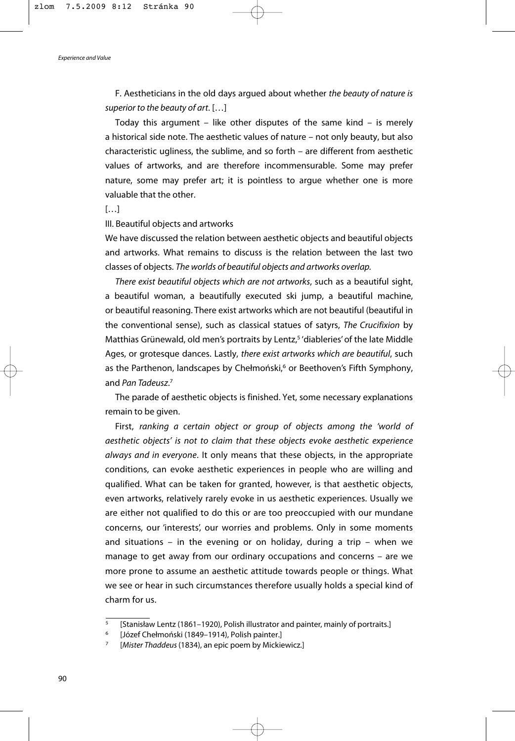F. Aestheticians in the old days argued about whether *the beauty of nature is superior to the beauty of art*. […]

Today this argument – like other disputes of the same kind – is merely a historical side note. The aesthetic values of nature – not only beauty, but also characteristic ugliness, the sublime, and so forth – are different from aesthetic values of artworks, and are therefore incommensurable. Some may prefer nature, some may prefer art; it is pointless to argue whether one is more valuable that the other.

[…]

III. Beautiful objects and artworks

We have discussed the relation between aesthetic objects and beautiful objects and artworks. What remains to discuss is the relation between the last two classes of objects. *The worlds of beautiful objects and artworks overlap.*

*There exist beautiful objects which are not artworks*, such as a beautiful sight, a beautiful woman, a beautifully executed ski jump, a beautiful machine, or beautiful reasoning. There exist artworks which are not beautiful (beautiful in the conventional sense), such as classical statues of satyrs, *The Crucifixion* by Matthias Grünewald, old men's portraits by Lentz,[5] 'diableries' of the late Middle Ages, or grotesque dances. Lastly, *there exist artworks which are beautiful*, such as the Parthenon, landscapes by Chełmoński,[6] or Beethoven's Fifth Symphony, and *Pan Tadeusz*.[7]

The parade of aesthetic objects is finished. Yet, some necessary explanations remain to be given.

First, *ranking a certain object or group of objects among the 'world of aesthetic objects' is not to claim that these objects evoke aesthetic experience always and in everyone*. It only means that these objects, in the appropriate conditions, can evoke aesthetic experiences in people who are willing and qualified. What can be taken for granted, however, is that aesthetic objects, even artworks, relatively rarely evoke in us aesthetic experiences. Usually we are either not qualified to do this or are too preoccupied with our mundane concerns, our 'interests', our worries and problems. Only in some moments and situations – in the evening or on holiday, during a trip – when we manage to get away from our ordinary occupations and concerns – are we more prone to assume an aesthetic attitude towards people or things. What we see or hear in such circumstances therefore usually holds a special kind of charm for us.

---

[5] [Stanisław Lentz (1861–1920), Polish illustrator and painter, mainly of portraits.]

[6] [Józef Chełmoński (1849–1914), Polish painter.]

[7] [*Mister Thaddeus* (1834), an epic poem by Mickiewicz.]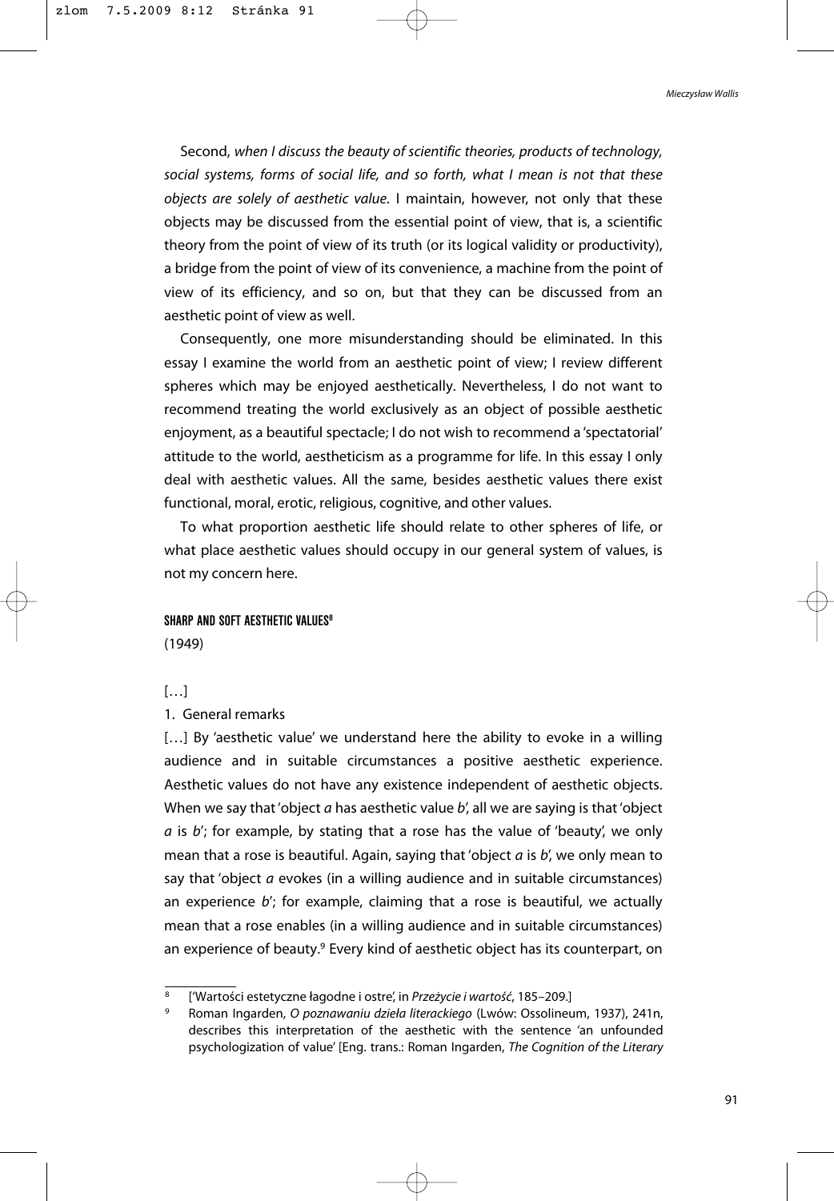Second, *when I discuss the beauty of scientific theories, products of technology, social systems, forms of social life, and so forth, what I mean is not that these objects are solely of aesthetic value*. I maintain, however, not only that these objects may be discussed from the essential point of view, that is, a scientific theory from the point of view of its truth (or its logical validity or productivity), a bridge from the point of view of its convenience, a machine from the point of view of its efficiency, and so on, but that they can be discussed from an aesthetic point of view as well.

Consequently, one more misunderstanding should be eliminated. In this essay I examine the world from an aesthetic point of view; I review different spheres which may be enjoyed aesthetically. Nevertheless, I do not want to recommend treating the world exclusively as an object of possible aesthetic enjoyment, as a beautiful spectacle; I do not wish to recommend a 'spectatorial' attitude to the world, aestheticism as a programme for life. In this essay I only deal with aesthetic values. All the same, besides aesthetic values there exist functional, moral, erotic, religious, cognitive, and other values.

To what proportion aesthetic life should relate to other spheres of life, or what place aesthetic values should occupy in our general system of values, is not my concern here.

## SHARP AND SOFT AESTHETIC VALUES[8]

(1949)

[…]

1. General remarks

[…] By 'aesthetic value' we understand here the ability to evoke in a willing audience and in suitable circumstances a positive aesthetic experience. Aesthetic values do not have any existence independent of aesthetic objects. When we say that 'object *a* has aesthetic value *b*', all we are saying is that 'object *a* is *b*'; for example, by stating that a rose has the value of 'beauty', we only mean that a rose is beautiful. Again, saying that 'object *a* is *b*', we only mean to say that 'object *a* evokes (in a willing audience and in suitable circumstances) an experience *b*'; for example, claiming that a rose is beautiful, we actually mean that a rose enables (in a willing audience and in suitable circumstances) an experience of beauty.[9] Every kind of aesthetic object has its counterpart, on

---

[8] ['Wartości estetyczne łagodne i ostre', in *Przeżycie i wartość*, 185–209.]

[9] Roman Ingarden, *O poznawaniu dzieła literackiego* (Lwów: Ossolineum, 1937), 241n, describes this interpretation of the aesthetic with the sentence 'an unfounded psychologization of value' [Eng. trans.: Roman Ingarden, *The Cognition of the Literary*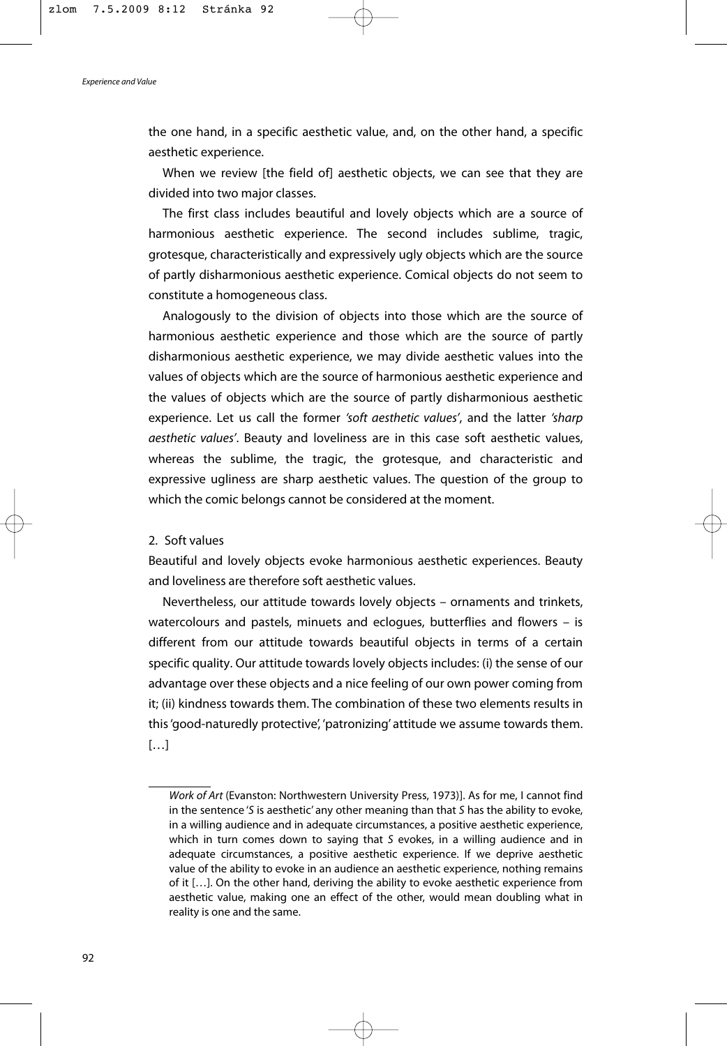the one hand, in a specific aesthetic value, and, on the other hand, a specific aesthetic experience.

When we review [the field of] aesthetic objects, we can see that they are divided into two major classes.

The first class includes beautiful and lovely objects which are a source of harmonious aesthetic experience. The second includes sublime, tragic, grotesque, characteristically and expressively ugly objects which are the source of partly disharmonious aesthetic experience. Comical objects do not seem to constitute a homogeneous class.

Analogously to the division of objects into those which are the source of harmonious aesthetic experience and those which are the source of partly disharmonious aesthetic experience, we may divide aesthetic values into the values of objects which are the source of harmonious aesthetic experience and the values of objects which are the source of partly disharmonious aesthetic experience. Let us call the former *'soft aesthetic values'*, and the latter *'sharp aesthetic values'*. Beauty and loveliness are in this case soft aesthetic values, whereas the sublime, the tragic, the grotesque, and characteristic and expressive ugliness are sharp aesthetic values. The question of the group to which the comic belongs cannot be considered at the moment.

## 2. Soft values

Beautiful and lovely objects evoke harmonious aesthetic experiences. Beauty and loveliness are therefore soft aesthetic values.

Nevertheless, our attitude towards lovely objects – ornaments and trinkets, watercolours and pastels, minuets and eclogues, butterflies and flowers – is different from our attitude towards beautiful objects in terms of a certain specific quality. Our attitude towards lovely objects includes: (i) the sense of our advantage over these objects and a nice feeling of our own power coming from it; (ii) kindness towards them. The combination of these two elements results in this 'good-naturedly protective', 'patronizing' attitude we assume towards them. […]

---

*Work of Art* (Evanston: Northwestern University Press, 1973)]. As for me, I cannot find in the sentence '*S* is aesthetic' any other meaning than that *S* has the ability to evoke, in a willing audience and in adequate circumstances, a positive aesthetic experience, which in turn comes down to saying that *S* evokes, in a willing audience and in adequate circumstances, a positive aesthetic experience. If we deprive aesthetic value of the ability to evoke in an audience an aesthetic experience, nothing remains of it […]. On the other hand, deriving the ability to evoke aesthetic experience from aesthetic value, making one an effect of the other, would mean doubling what in reality is one and the same.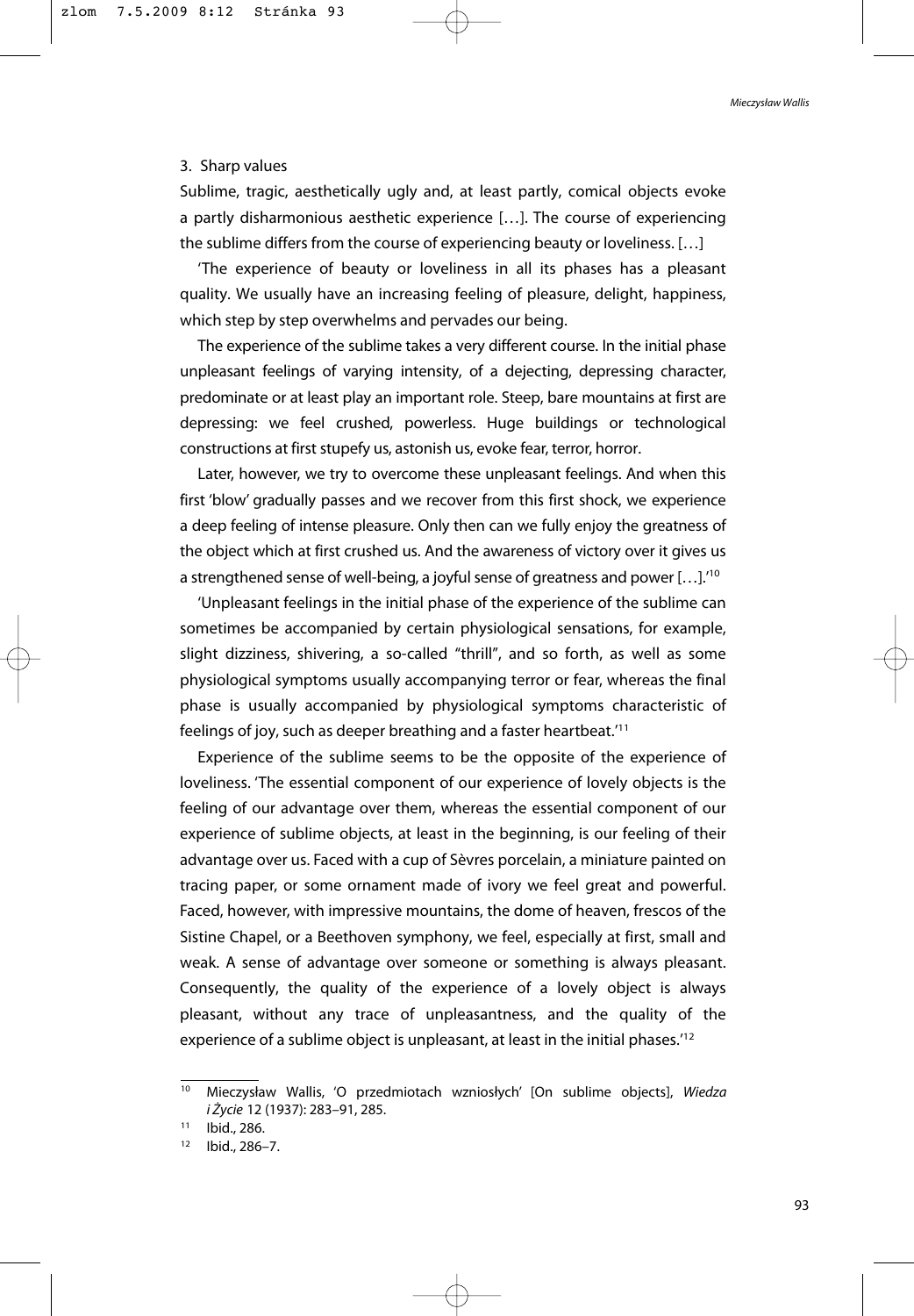### 3. Sharp values

Sublime, tragic, aesthetically ugly and, at least partly, comical objects evoke a partly disharmonious aesthetic experience […]. The course of experiencing the sublime differs from the course of experiencing beauty or loveliness. […]

'The experience of beauty or loveliness in all its phases has a pleasant quality. We usually have an increasing feeling of pleasure, delight, happiness, which step by step overwhelms and pervades our being.

The experience of the sublime takes a very different course. In the initial phase unpleasant feelings of varying intensity, of a dejecting, depressing character, predominate or at least play an important role. Steep, bare mountains at first are depressing: we feel crushed, powerless. Huge buildings or technological constructions at first stupefy us, astonish us, evoke fear, terror, horror.

Later, however, we try to overcome these unpleasant feelings. And when this first 'blow' gradually passes and we recover from this first shock, we experience a deep feeling of intense pleasure. Only then can we fully enjoy the greatness of the object which at first crushed us. And the awareness of victory over it gives us a strengthened sense of well-being, a joyful sense of greatness and power […].'[10]

'Unpleasant feelings in the initial phase of the experience of the sublime can sometimes be accompanied by certain physiological sensations, for example, slight dizziness, shivering, a so-called "thrill", and so forth, as well as some physiological symptoms usually accompanying terror or fear, whereas the final phase is usually accompanied by physiological symptoms characteristic of feelings of joy, such as deeper breathing and a faster heartbeat.'[11]

Experience of the sublime seems to be the opposite of the experience of loveliness. 'The essential component of our experience of lovely objects is the feeling of our advantage over them, whereas the essential component of our experience of sublime objects, at least in the beginning, is our feeling of their advantage over us. Faced with a cup of Sèvres porcelain, a miniature painted on tracing paper, or some ornament made of ivory we feel great and powerful. Faced, however, with impressive mountains, the dome of heaven, frescos of the Sistine Chapel, or a Beethoven symphony, we feel, especially at first, small and weak. A sense of advantage over someone or something is always pleasant. Consequently, the quality of the experience of a lovely object is always pleasant, without any trace of unpleasantness, and the quality of the experience of a sublime object is unpleasant, at least in the initial phases.'[12]

---

[10] Mieczysław Wallis, 'O przedmiotach wzniosłych' [On sublime objects], *Wiedza i Życie* 12 (1937): 283–91, 285.

[11] Ibid., 286.

[12] Ibid., 286–7.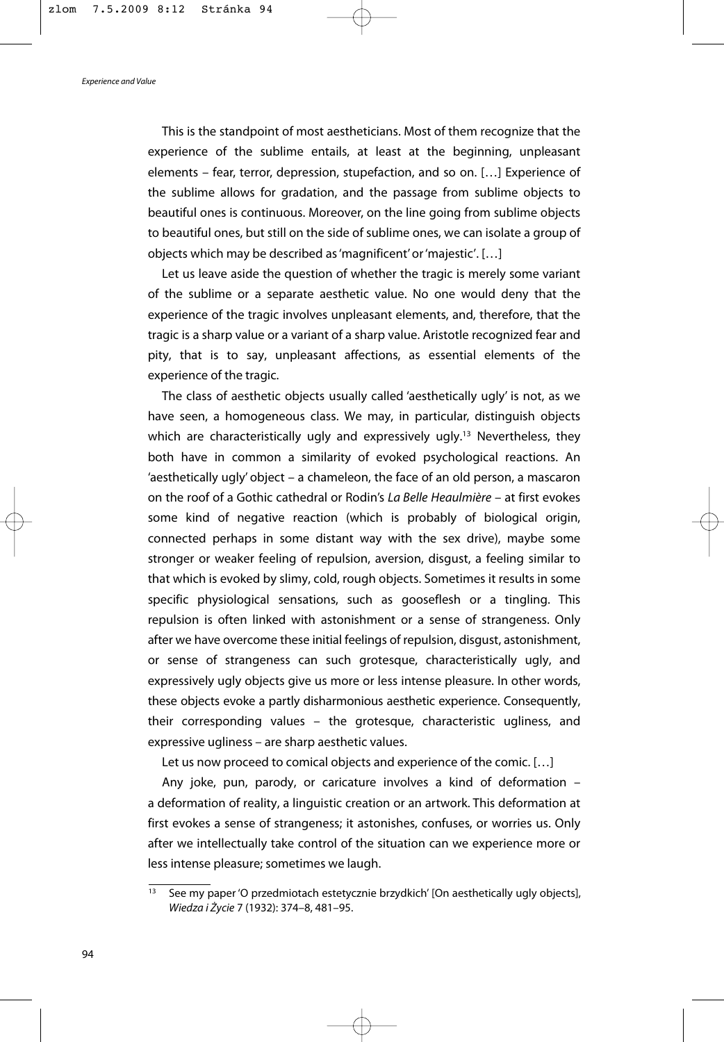This is the standpoint of most aestheticians. Most of them recognize that the experience of the sublime entails, at least at the beginning, unpleasant elements – fear, terror, depression, stupefaction, and so on. […] Experience of the sublime allows for gradation, and the passage from sublime objects to beautiful ones is continuous. Moreover, on the line going from sublime objects to beautiful ones, but still on the side of sublime ones, we can isolate a group of objects which may be described as 'magnificent' or 'majestic'. […]

Let us leave aside the question of whether the tragic is merely some variant of the sublime or a separate aesthetic value. No one would deny that the experience of the tragic involves unpleasant elements, and, therefore, that the tragic is a sharp value or a variant of a sharp value. Aristotle recognized fear and pity, that is to say, unpleasant affections, as essential elements of the experience of the tragic.

The class of aesthetic objects usually called 'aesthetically ugly' is not, as we have seen, a homogeneous class. We may, in particular, distinguish objects which are characteristically ugly and expressively ugly.[13] Nevertheless, they both have in common a similarity of evoked psychological reactions. An 'aesthetically ugly' object – a chameleon, the face of an old person, a mascaron on the roof of a Gothic cathedral or Rodin's *La Belle Heaulmière* – at first evokes some kind of negative reaction (which is probably of biological origin, connected perhaps in some distant way with the sex drive), maybe some stronger or weaker feeling of repulsion, aversion, disgust, a feeling similar to that which is evoked by slimy, cold, rough objects. Sometimes it results in some specific physiological sensations, such as gooseflesh or a tingling. This repulsion is often linked with astonishment or a sense of strangeness. Only after we have overcome these initial feelings of repulsion, disgust, astonishment, or sense of strangeness can such grotesque, characteristically ugly, and expressively ugly objects give us more or less intense pleasure. In other words, these objects evoke a partly disharmonious aesthetic experience. Consequently, their corresponding values – the grotesque, characteristic ugliness, and expressive ugliness – are sharp aesthetic values.

Let us now proceed to comical objects and experience of the comic. […]

Any joke, pun, parody, or caricature involves a kind of deformation – a deformation of reality, a linguistic creation or an artwork. This deformation at first evokes a sense of strangeness; it astonishes, confuses, or worries us. Only after we intellectually take control of the situation can we experience more or less intense pleasure; sometimes we laugh.

---

[13] See my paper 'O przedmiotach estetycznie brzydkich' [On aesthetically ugly objects], *Wiedza i Życie* 7 (1932): 374–8, 481–95.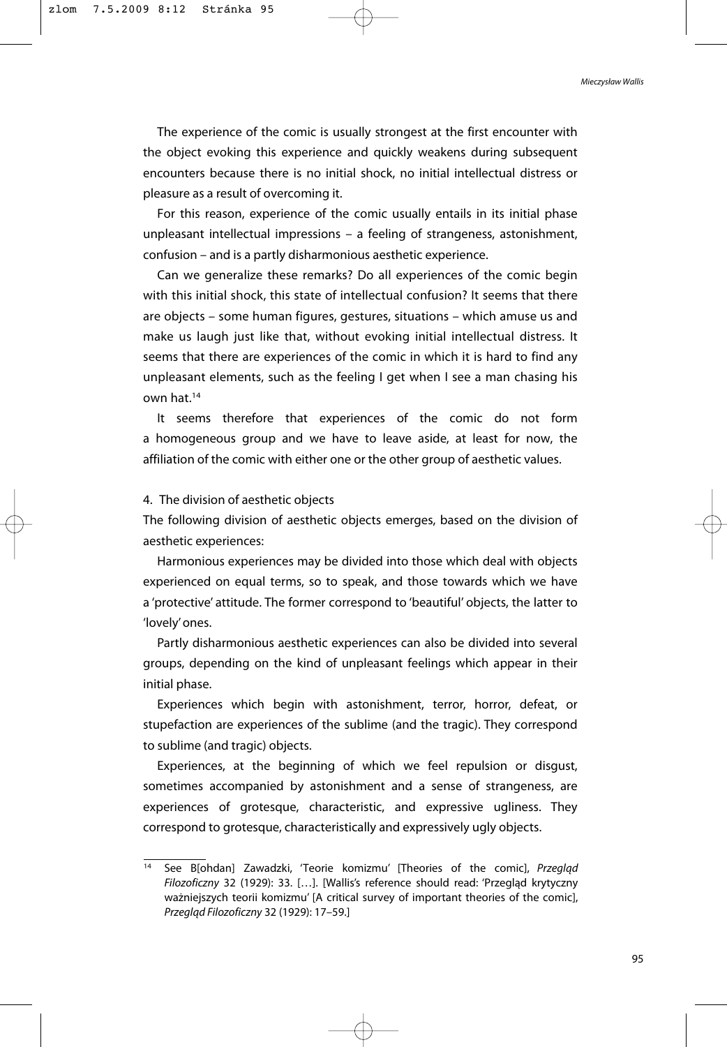The experience of the comic is usually strongest at the first encounter with the object evoking this experience and quickly weakens during subsequent encounters because there is no initial shock, no initial intellectual distress or pleasure as a result of overcoming it.

For this reason, experience of the comic usually entails in its initial phase unpleasant intellectual impressions – a feeling of strangeness, astonishment, confusion – and is a partly disharmonious aesthetic experience.

Can we generalize these remarks? Do all experiences of the comic begin with this initial shock, this state of intellectual confusion? It seems that there are objects – some human figures, gestures, situations – which amuse us and make us laugh just like that, without evoking initial intellectual distress. It seems that there are experiences of the comic in which it is hard to find any unpleasant elements, such as the feeling I get when I see a man chasing his own hat.[14]

It seems therefore that experiences of the comic do not form a homogeneous group and we have to leave aside, at least for now, the affiliation of the comic with either one or the other group of aesthetic values.

4. The division of aesthetic objects

The following division of aesthetic objects emerges, based on the division of aesthetic experiences:

Harmonious experiences may be divided into those which deal with objects experienced on equal terms, so to speak, and those towards which we have a 'protective' attitude. The former correspond to 'beautiful' objects, the latter to 'lovely' ones.

Partly disharmonious aesthetic experiences can also be divided into several groups, depending on the kind of unpleasant feelings which appear in their initial phase.

Experiences which begin with astonishment, terror, horror, defeat, or stupefaction are experiences of the sublime (and the tragic). They correspond to sublime (and tragic) objects.

Experiences, at the beginning of which we feel repulsion or disgust, sometimes accompanied by astonishment and a sense of strangeness, are experiences of grotesque, characteristic, and expressive ugliness. They correspond to grotesque, characteristically and expressively ugly objects.

---

[14] See B[ohdan] Zawadzki, 'Teorie komizmu' [Theories of the comic], *Przegląd Filozoficzny* 32 (1929): 33. […]. [Wallis's reference should read: 'Przegląd krytyczny ważniejszych teorii komizmu' [A critical survey of important theories of the comic], *Przegląd Filozoficzny* 32 (1929): 17–59.]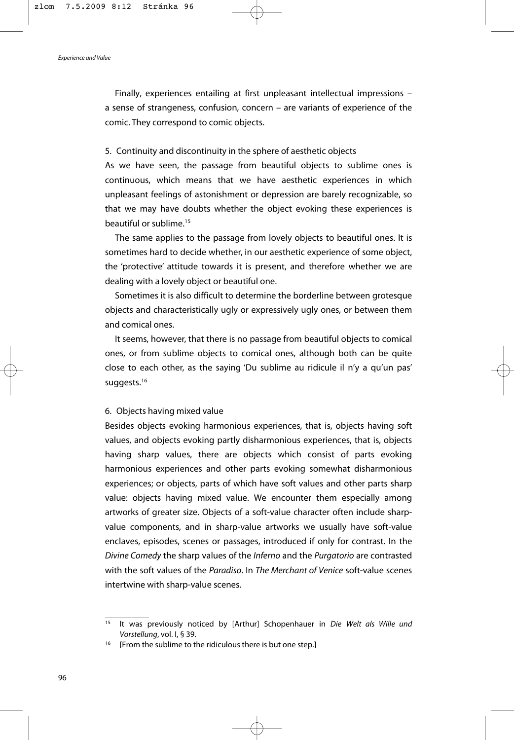Finally, experiences entailing at first unpleasant intellectual impressions – a sense of strangeness, confusion, concern – are variants of experience of the comic. They correspond to comic objects.

### 5. Continuity and discontinuity in the sphere of aesthetic objects

As we have seen, the passage from beautiful objects to sublime ones is continuous, which means that we have aesthetic experiences in which unpleasant feelings of astonishment or depression are barely recognizable, so that we may have doubts whether the object evoking these experiences is beautiful or sublime.[15]

The same applies to the passage from lovely objects to beautiful ones. It is sometimes hard to decide whether, in our aesthetic experience of some object, the 'protective' attitude towards it is present, and therefore whether we are dealing with a lovely object or beautiful one.

Sometimes it is also difficult to determine the borderline between grotesque objects and characteristically ugly or expressively ugly ones, or between them and comical ones.

It seems, however, that there is no passage from beautiful objects to comical ones, or from sublime objects to comical ones, although both can be quite close to each other, as the saying 'Du sublime au ridicule il n'y a qu'un pas' suggests.[16]

### 6. Objects having mixed value

Besides objects evoking harmonious experiences, that is, objects having soft values, and objects evoking partly disharmonious experiences, that is, objects having sharp values, there are objects which consist of parts evoking harmonious experiences and other parts evoking somewhat disharmonious experiences; or objects, parts of which have soft values and other parts sharp value: objects having mixed value. We encounter them especially among artworks of greater size. Objects of a soft-value character often include sharp-value components, and in sharp-value artworks we usually have soft-value enclaves, episodes, scenes or passages, introduced if only for contrast. In the *Divine Comedy* the sharp values of the *Inferno* and the *Purgatorio* are contrasted with the soft values of the *Paradiso*. In *The Merchant of Venice* soft-value scenes intertwine with sharp-value scenes.

---

[15] It was previously noticed by [Arthur] Schopenhauer in *Die Welt als Wille und Vorstellung*, vol. I, § 39.

[16] [From the sublime to the ridiculous there is but one step.]